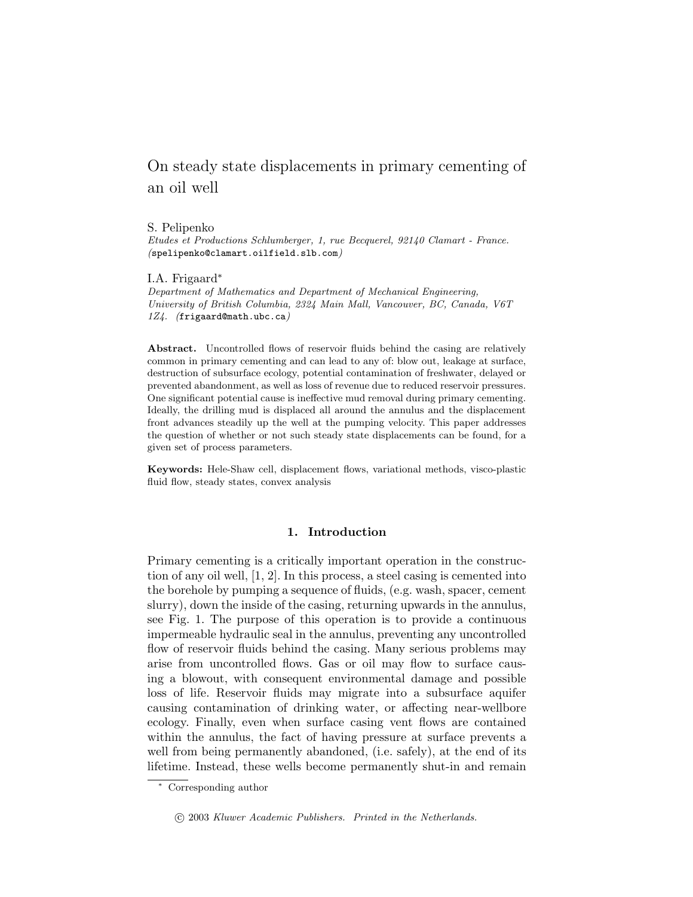# On steady state displacements in primary cementing of an oil well

S. Pelipenko

*Etudes et Productions Schlumberger, 1, rue Becquerel, 92140 Clamart - France.* (spelipenko@clamart.oilfield.slb.com)

I.A. Frigaard*

*Department of Mathematics and Department of Mechanical Engineering, University of British Columbia, 2324 Main Mall, Vancouver, BC, Canada, V6T 1Z4.* (frigaard@math.ubc.ca)

**Abstract.** Uncontrolled flows of reservoir fluids behind the casing are relatively common in primary cementing and can lead to any of: blow out, leakage at surface, destruction of subsurface ecology, potential contamination of freshwater, delayed or prevented abandonment, as well as loss of revenue due to reduced reservoir pressures. One significant potential cause is ineffective mud removal during primary cementing. Ideally, the drilling mud is displaced all around the annulus and the displacement front advances steadily up the well at the pumping velocity. This paper addresses the question of whether or not such steady state displacements can be found, for a given set of process parameters.

**Keywords:** Hele-Shaw cell, displacement flows, variational methods, visco-plastic fluid flow, steady states, convex analysis

## 1. Introduction

Primary cementing is a critically important operation in the construction of any oil well, [1, 2]. In this process, a steel casing is cemented into the borehole by pumping a sequence of fluids, (e.g. wash, spacer, cement slurry), down the inside of the casing, returning upwards in the annulus, see Fig. 1. The purpose of this operation is to provide a continuous impermeable hydraulic seal in the annulus, preventing any uncontrolled flow of reservoir fluids behind the casing. Many serious problems may arise from uncontrolled flows. Gas or oil may flow to surface causing a blowout, with consequent environmental damage and possible loss of life. Reservoir fluids may migrate into a subsurface aquifer causing contamination of drinking water, or affecting near-wellbore ecology. Finally, even when surface casing vent flows are contained within the annulus, the fact of having pressure at surface prevents a well from being permanently abandoned, (i.e. safely), at the end of its lifetime. Instead, these wells become permanently shut-in and remain

* Corresponding author

© 2003 *Kluwer Academic Publishers. Printed in the Netherlands.*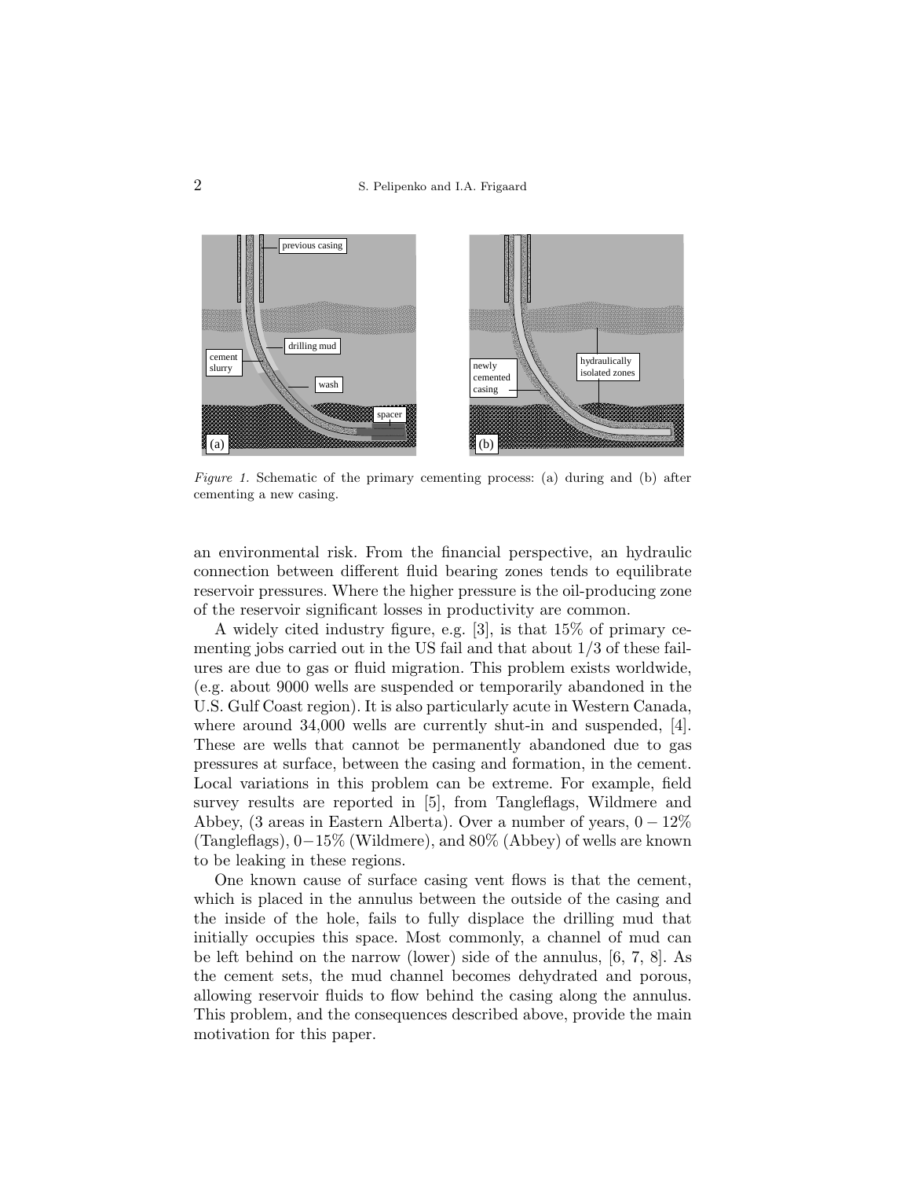*Figure 1.* Schematic of the primary cementing process: (a) during and (b) after cementing a new casing.

an environmental risk. From the financial perspective, an hydraulic connection between different fluid bearing zones tends to equilibrate reservoir pressures. Where the higher pressure is the oil-producing zone of the reservoir significant losses in productivity are common.

A widely cited industry figure, e.g. [3], is that 15% of primary cementing jobs carried out in the US fail and that about 1/3 of these failures are due to gas or fluid migration. This problem exists worldwide, (e.g. about 9000 wells are suspended or temporarily abandoned in the U.S. Gulf Coast region). It is also particularly acute in Western Canada, where around 34,000 wells are currently shut-in and suspended, [4]. These are wells that cannot be permanently abandoned due to gas pressures at surface, between the casing and formation, in the cement. Local variations in this problem can be extreme. For example, field survey results are reported in [5], from Tangleflags, Wildmere and Abbey, (3 areas in Eastern Alberta). Over a number of years, $0-12\%$ (Tangleflags), $0-15\%$ (Wildmere), and 80% (Abbey) of wells are known to be leaking in these regions.

One known cause of surface casing vent flows is that the cement, which is placed in the annulus between the outside of the casing and the inside of the hole, fails to fully displace the drilling mud that initially occupies this space. Most commonly, a channel of mud can be left behind on the narrow (lower) side of the annulus, [6, 7, 8]. As the cement sets, the mud channel becomes dehydrated and porous, allowing reservoir fluids to flow behind the casing along the annulus. This problem, and the consequences described above, provide the main motivation for this paper.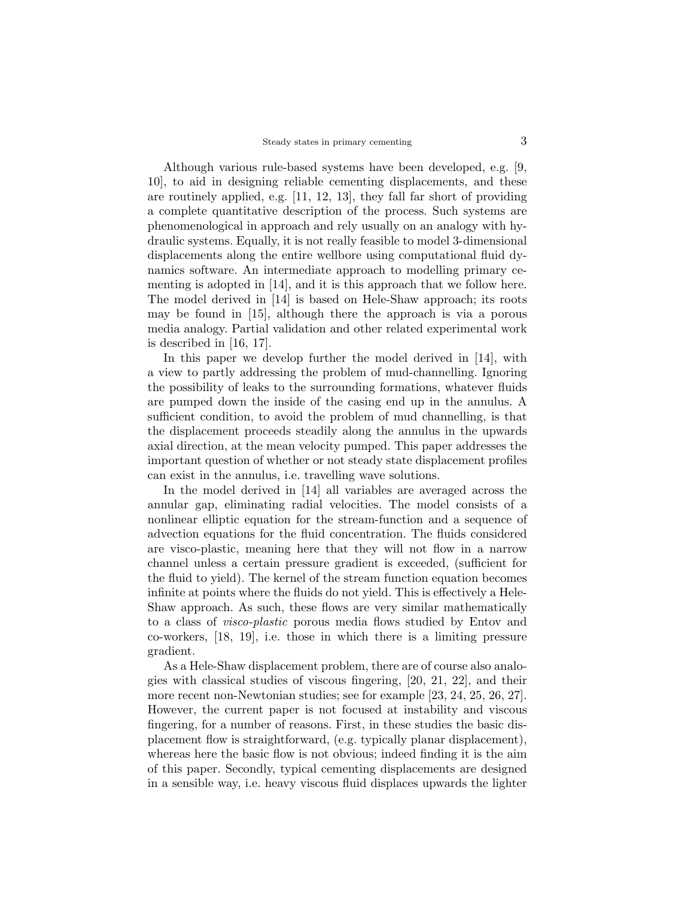Although various rule-based systems have been developed, e.g. [9, 10], to aid in designing reliable cementing displacements, and these are routinely applied, e.g. [11, 12, 13], they fall far short of providing a complete quantitative description of the process. Such systems are phenomenological in approach and rely usually on an analogy with hydraulic systems. Equally, it is not really feasible to model 3-dimensional displacements along the entire wellbore using computational fluid dynamics software. An intermediate approach to modelling primary cementing is adopted in [14], and it is this approach that we follow here. The model derived in [14] is based on Hele-Shaw approach; its roots may be found in [15], although there the approach is via a porous media analogy. Partial validation and other related experimental work is described in [16, 17].

In this paper we develop further the model derived in [14], with a view to partly addressing the problem of mud-channelling. Ignoring the possibility of leaks to the surrounding formations, whatever fluids are pumped down the inside of the casing end up in the annulus. A sufficient condition, to avoid the problem of mud channelling, is that the displacement proceeds steadily along the annulus in the upwards axial direction, at the mean velocity pumped. This paper addresses the important question of whether or not steady state displacement profiles can exist in the annulus, i.e. travelling wave solutions.

In the model derived in [14] all variables are averaged across the annular gap, eliminating radial velocities. The model consists of a nonlinear elliptic equation for the stream-function and a sequence of advection equations for the fluid concentration. The fluids considered are visco-plastic, meaning here that they will not flow in a narrow channel unless a certain pressure gradient is exceeded, (sufficient for the fluid to yield). The kernel of the stream function equation becomes infinite at points where the fluids do not yield. This is effectively a Hele-Shaw approach. As such, these flows are very similar mathematically to a class of *visco-plastic* porous media flows studied by Entov and co-workers, [18, 19], i.e. those in which there is a limiting pressure gradient.

As a Hele-Shaw displacement problem, there are of course also analogies with classical studies of viscous fingering, [20, 21, 22], and their more recent non-Newtonian studies; see for example [23, 24, 25, 26, 27]. However, the current paper is not focused at instability and viscous fingering, for a number of reasons. First, in these studies the basic displacement flow is straightforward, (e.g. typically planar displacement), whereas here the basic flow is not obvious; indeed finding it is the aim of this paper. Secondly, typical cementing displacements are designed in a sensible way, i.e. heavy viscous fluid displaces upwards the lighter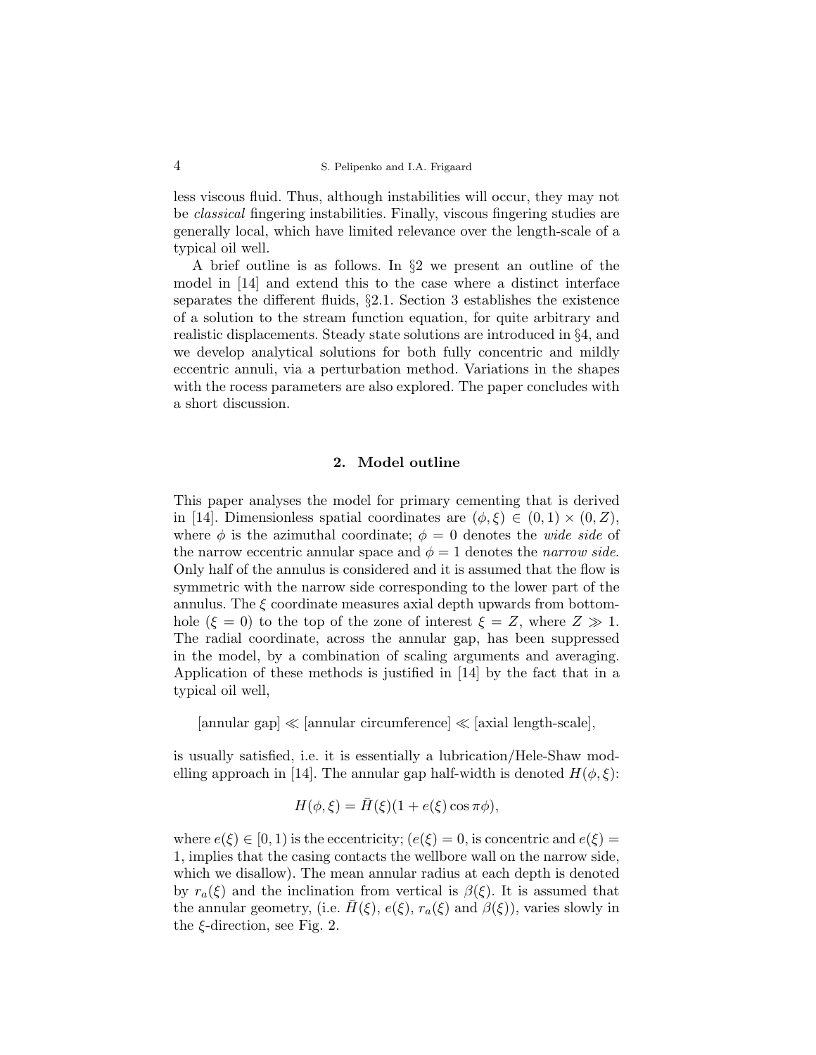less viscous fluid. Thus, although instabilities will occur, they may not be *classical* fingering instabilities. Finally, viscous fingering studies are generally local, which have limited relevance over the length-scale of a typical oil well.

A brief outline is as follows. In §2 we present an outline of the model in [14] and extend this to the case where a distinct interface separates the different fluids, §2.1. Section 3 establishes the existence of a solution to the stream function equation, for quite arbitrary and realistic displacements. Steady state solutions are introduced in §4, and we develop analytical solutions for both fully concentric and mildly eccentric annuli, via a perturbation method. Variations in the shapes with the rocess parameters are also explored. The paper concludes with a short discussion.

## 2. Model outline

This paper analyses the model for primary cementing that is derived in [14]. Dimensionless spatial coordinates are $(\phi, \xi) \in (0,1) \times (0, Z)$, where $\phi$ is the azimuthal coordinate; $\phi = 0$ denotes the *wide side* of the narrow eccentric annular space and $\phi = 1$ denotes the *narrow side*. Only half of the annulus is considered and it is assumed that the flow is symmetric with the narrow side corresponding to the lower part of the annulus. The $\xi$ coordinate measures axial depth upwards from bottom-hole ($\xi = 0$) to the top of the zone of interest $\xi = Z$, where $Z \gg 1$. The radial coordinate, across the annular gap, has been suppressed in the model, by a combination of scaling arguments and averaging. Application of these methods is justified in [14] by the fact that in a typical oil well,

$$[\text{annular gap}] \ll [\text{annular circumference}] \ll [\text{axial length-scale}],$$

is usually satisfied, i.e. it is essentially a lubrication/Hele-Shaw modelling approach in [14]. The annular gap half-width is denoted $H(\phi, \xi)$:

$$H(\phi, \xi) = \bar{H}(\xi)(1 + e(\xi)\cos \pi\phi),$$

where $e(\xi) \in [0, 1)$ is the eccentricity; ($e(\xi) = 0$, is concentric and $e(\xi) = 1$, implies that the casing contacts the wellbore wall on the narrow side, which we disallow). The mean annular radius at each depth is denoted by $r_a(\xi)$ and the inclination from vertical is $\beta(\xi)$. It is assumed that the annular geometry, (i.e. $\bar{H}(\xi)$, $e(\xi)$, $r_a(\xi)$ and $\beta(\xi)$), varies slowly in the $\xi$-direction, see Fig. 2.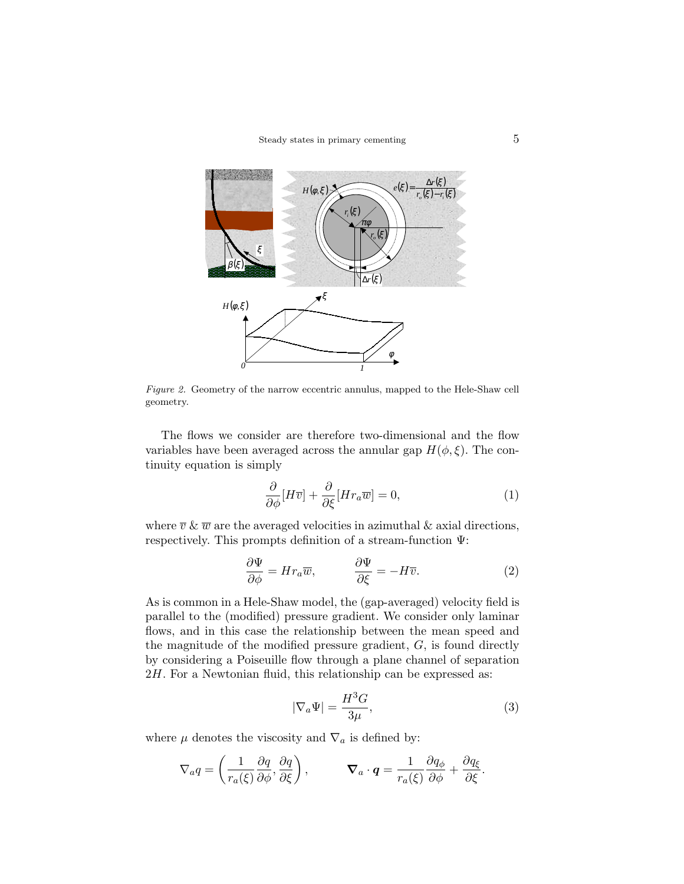*Figure 2.* Geometry of the narrow eccentric annulus, mapped to the Hele-Shaw cell geometry.

The flows we consider are therefore two-dimensional and the flow variables have been averaged across the annular gap $H(\phi, \xi)$. The continuity equation is simply

$$\frac{\partial}{\partial \phi}[H\overline{v}] + \frac{\partial}{\partial \xi}[H r_a \overline{w}] = 0, \tag{1}$$

where $\overline{v}$ & $\overline{w}$ are the averaged velocities in azimuthal & axial directions, respectively. This prompts definition of a stream-function $\Psi$:

$$\frac{\partial \Psi}{\partial \phi} = H r_a \overline{w}, \qquad \frac{\partial \Psi}{\partial \xi} = -H\overline{v}. \tag{2}$$

As is common in a Hele-Shaw model, the (gap-averaged) velocity field is parallel to the (modified) pressure gradient. We consider only laminar flows, and in this case the relationship between the mean speed and the magnitude of the modified pressure gradient, $G$, is found directly by considering a Poiseuille flow through a plane channel of separation $2H$. For a Newtonian fluid, this relationship can be expressed as:

$$|\nabla_a \Psi| = \frac{H^3 G}{3\mu}, \tag{3}$$

where $\mu$ denotes the viscosity and $\nabla_a$ is defined by:

$$\nabla_a q = \left( \frac{1}{r_a(\xi)} \frac{\partial q}{\partial \phi}, \frac{\partial q}{\partial \xi} \right), \qquad \boldsymbol{\nabla}_a \cdot \boldsymbol{q} = \frac{1}{r_a(\xi)} \frac{\partial q_\phi}{\partial \phi} + \frac{\partial q_\xi}{\partial \xi}.$$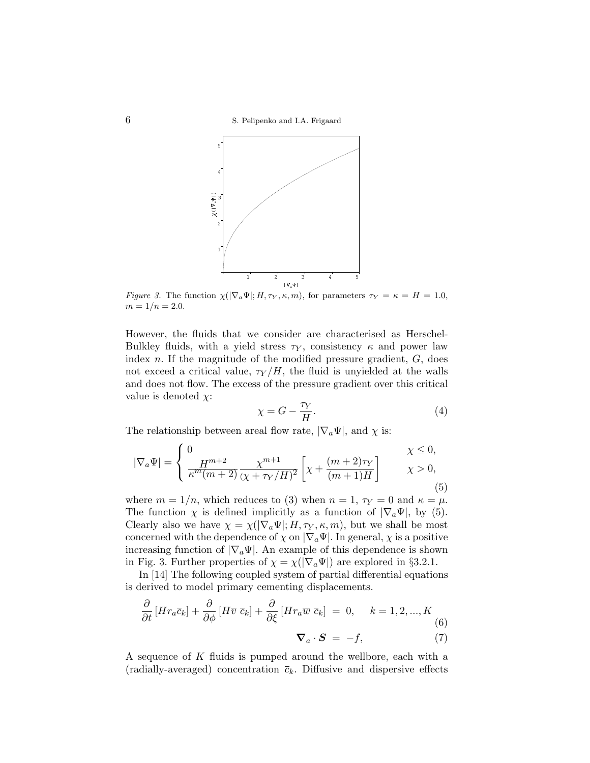*Figure 3.* The function $\chi(|\nabla_a \Psi|; H, \tau_Y, \kappa, m)$, for parameters $\tau_Y = \kappa = H = 1.0$, $m = 1/n = 2.0$.

However, the fluids that we consider are characterised as Herschel-Bulkley fluids, with a yield stress $\tau_Y$, consistency $\kappa$ and power law index $n$. If the magnitude of the modified pressure gradient, $G$, does not exceed a critical value, $\tau_Y/H$, the fluid is unyielded at the walls and does not flow. The excess of the pressure gradient over this critical value is denoted $\chi$:

$$\chi = G - \frac{\tau_Y}{H}. \tag{4}$$

The relationship between areal flow rate, $|\nabla_a \Psi|$, and $\chi$ is:

$$|\nabla_a \Psi| = \begin{cases} 0 & \chi \leq 0, \\ \dfrac{H^{m+2}}{\kappa^m (m+2)} \dfrac{\chi^{m+1}}{(\chi + \tau_Y/H)^2} \left[ \chi + \dfrac{(m+2)\tau_Y}{(m+1)H} \right] & \chi > 0, \end{cases} \tag{5}$$

where $m = 1/n$, which reduces to (3) when $n = 1$, $\tau_Y = 0$ and $\kappa = \mu$. The function $\chi$ is defined implicitly as a function of $|\nabla_a \Psi|$, by (5). Clearly also we have $\chi = \chi(|\nabla_a \Psi|; H, \tau_Y, \kappa, m)$, but we shall be most concerned with the dependence of $\chi$ on $|\nabla_a \Psi|$. In general, $\chi$ is a positive increasing function of $|\nabla_a \Psi|$. An example of this dependence is shown in Fig. 3. Further properties of $\chi = \chi(|\nabla_a \Psi|)$ are explored in §3.2.1.

In [14] The following coupled system of partial differential equations is derived to model primary cementing displacements.

$$\frac{\partial}{\partial t}\left[H r_a \bar{c}_k\right] + \frac{\partial}{\partial \phi}\left[H \overline{v}\ \bar{c}_k\right] + \frac{\partial}{\partial \xi}\left[H r_a \overline{w}\ \bar{c}_k\right] = 0, \quad k = 1, 2, ..., K \tag{6}$$

$$\boldsymbol{\nabla}_a \cdot \boldsymbol{S} = -f, \tag{7}$$

A sequence of $K$ fluids is pumped around the wellbore, each with a (radially-averaged) concentration $\bar{c}_k$. Diffusive and dispersive effects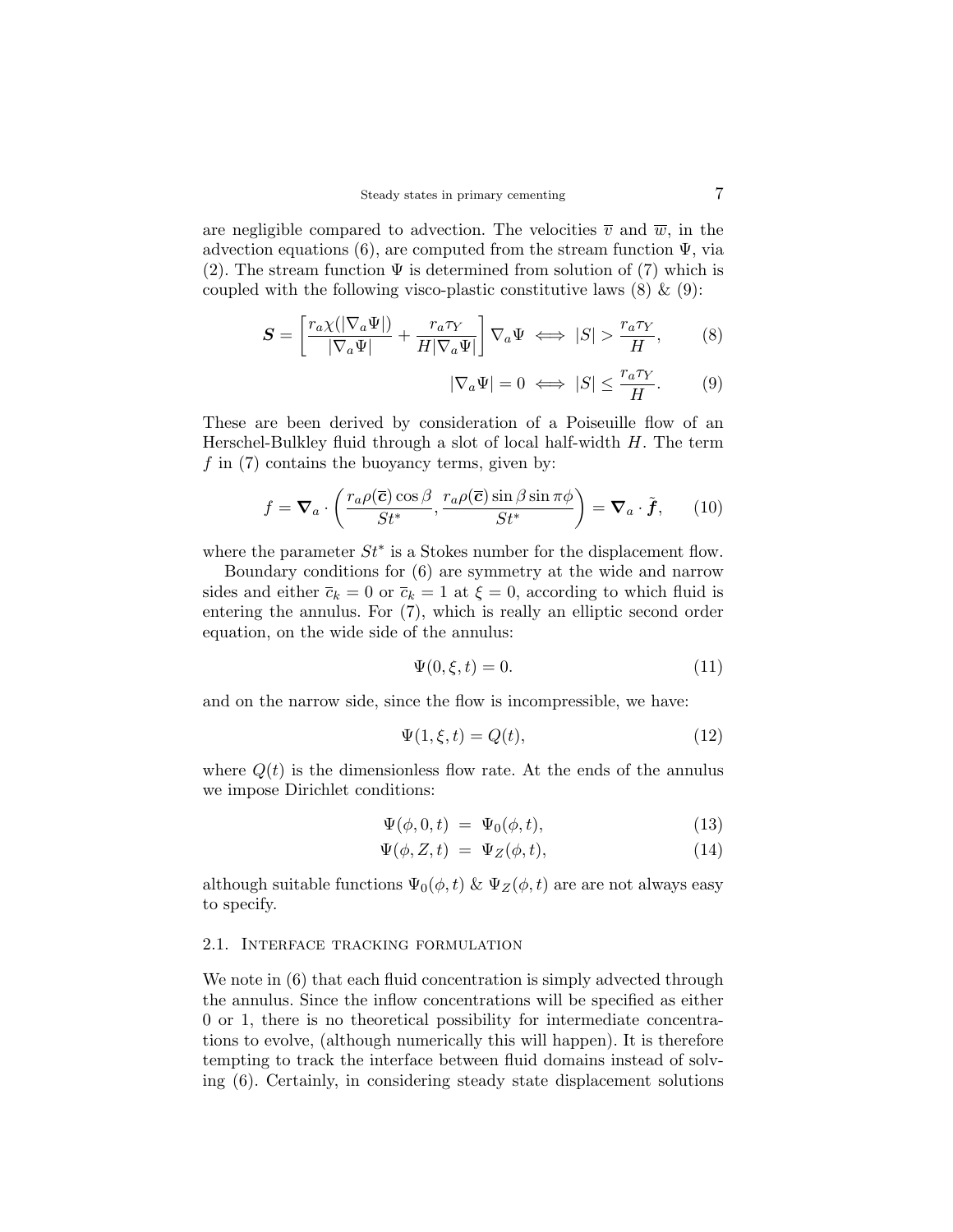are negligible compared to advection. The velocities $\overline{v}$ and $\overline{w}$, in the advection equations (6), are computed from the stream function $\Psi$, via (2). The stream function $\Psi$ is determined from solution of (7) which is coupled with the following visco-plastic constitutive laws (8) & (9):

$$\boldsymbol{S} = \left[ \frac{r_a \chi(|\nabla_a \Psi|)}{|\nabla_a \Psi|} + \frac{r_a \tau_Y}{H |\nabla_a \Psi|} \right] \nabla_a \Psi \iff |S| > \frac{r_a \tau_Y}{H}, \tag{8}$$

$$|\nabla_a \Psi| = 0 \iff |S| \leq \frac{r_a \tau_Y}{H}. \tag{9}$$

These are been derived by consideration of a Poiseuille flow of an Herschel-Bulkley fluid through a slot of local half-width $H$. The term $f$ in (7) contains the buoyancy terms, given by:

$$f = \boldsymbol{\nabla}_a \cdot \left( \frac{r_a \rho(\overline{\boldsymbol{c}}) \cos \beta}{St^*}, \frac{r_a \rho(\overline{\boldsymbol{c}}) \sin \beta \sin \pi\phi}{St^*} \right) = \boldsymbol{\nabla}_a \cdot \tilde{\boldsymbol{f}}, \tag{10}$$

where the parameter $St^*$ is a Stokes number for the displacement flow.

Boundary conditions for (6) are symmetry at the wide and narrow sides and either $\overline{c}_k = 0$ or $\overline{c}_k = 1$ at $\xi = 0$, according to which fluid is entering the annulus. For (7), which is really an elliptic second order equation, on the wide side of the annulus:

$$\Psi(0, \xi, t) = 0. \tag{11}$$

and on the narrow side, since the flow is incompressible, we have:

$$\Psi(1, \xi, t) = Q(t), \tag{12}$$

where $Q(t)$ is the dimensionless flow rate. At the ends of the annulus we impose Dirichlet conditions:

$$\Psi(\phi, 0, t) = \Psi_0(\phi, t), \tag{13}$$

$$\Psi(\phi, Z, t) = \Psi_Z(\phi, t), \tag{14}$$

although suitable functions $\Psi_0(\phi, t)$ & $\Psi_Z(\phi, t)$ are are not always easy to specify.

### 2.1. Interface tracking formulation

We note in (6) that each fluid concentration is simply advected through the annulus. Since the inflow concentrations will be specified as either 0 or 1, there is no theoretical possibility for intermediate concentrations to evolve, (although numerically this will happen). It is therefore tempting to track the interface between fluid domains instead of solving (6). Certainly, in considering steady state displacement solutions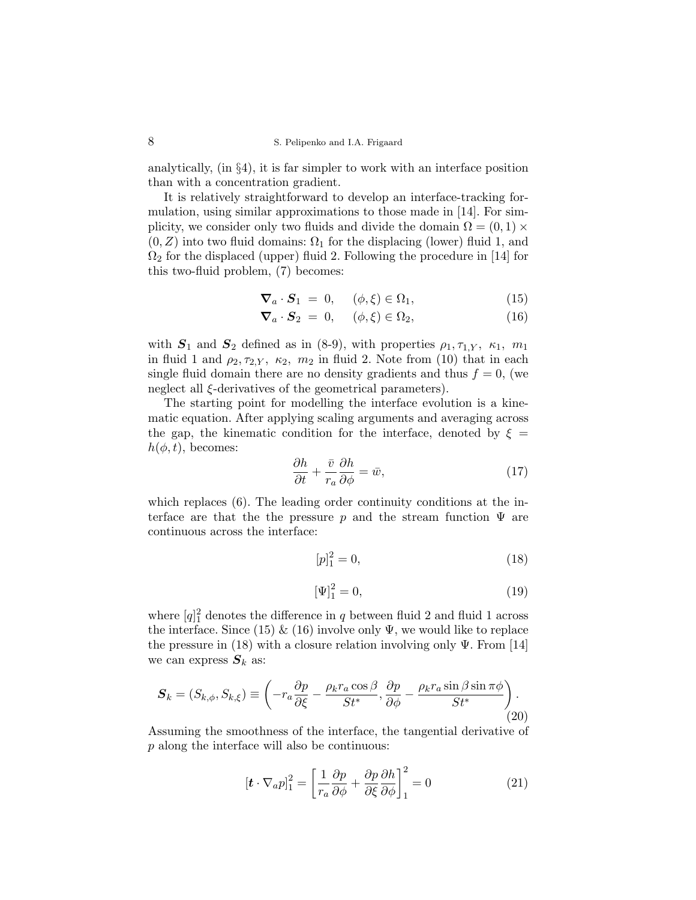analytically, (in §4), it is far simpler to work with an interface position than with a concentration gradient.

It is relatively straightforward to develop an interface-tracking formulation, using similar approximations to those made in [14]. For simplicity, we consider only two fluids and divide the domain $\Omega = (0,1) \times (0, Z)$ into two fluid domains: $\Omega_1$ for the displacing (lower) fluid 1, and $\Omega_2$ for the displaced (upper) fluid 2. Following the procedure in [14] for this two-fluid problem, (7) becomes:

$$\boldsymbol{\nabla}_a \cdot \boldsymbol{S}_1 \;=\; 0, \quad (\phi, \xi) \in \Omega_1, \tag{15}$$

$$\boldsymbol{\nabla}_a \cdot \boldsymbol{S}_2 \;=\; 0, \quad (\phi, \xi) \in \Omega_2, \tag{16}$$

with $\boldsymbol{S}_1$ and $\boldsymbol{S}_2$ defined as in (8-9), with properties $\rho_1, \tau_{1,Y},\ \kappa_1,\ m_1$ in fluid 1 and $\rho_2, \tau_{2,Y},\ \kappa_2,\ m_2$ in fluid 2. Note from (10) that in each single fluid domain there are no density gradients and thus $f = 0$, (we neglect all $\xi$-derivatives of the geometrical parameters).

The starting point for modelling the interface evolution is a kinematic equation. After applying scaling arguments and averaging across the gap, the kinematic condition for the interface, denoted by $\xi = h(\phi, t)$, becomes:

$$\frac{\partial h}{\partial t} + \frac{\bar{v}}{r_a}\frac{\partial h}{\partial \phi} = \bar{w}, \tag{17}$$

which replaces (6). The leading order continuity conditions at the interface are that the the pressure $p$ and the stream function $\Psi$ are continuous across the interface:

$$[p]_1^2 = 0, \tag{18}$$

$$[\Psi]_1^2 = 0, \tag{19}$$

where $[q]_1^2$ denotes the difference in $q$ between fluid 2 and fluid 1 across the interface. Since (15) & (16) involve only $\Psi$, we would like to replace the pressure in (18) with a closure relation involving only $\Psi$. From [14] we can express $\boldsymbol{S}_k$ as:

$$\boldsymbol{S}_k = (S_{k,\phi}, S_{k,\xi}) \equiv \left( -r_a \frac{\partial p}{\partial \xi} - \frac{\rho_k r_a \cos\beta}{St^*}, \frac{\partial p}{\partial \phi} - \frac{\rho_k r_a \sin\beta \sin \pi\phi}{St^*} \right). \tag{20}$$

Assuming the smoothness of the interface, the tangential derivative of $p$ along the interface will also be continuous:

$$[\boldsymbol{t} \cdot \nabla_a p]_1^2 = \left[ \frac{1}{r_a}\frac{\partial p}{\partial \phi} + \frac{\partial p}{\partial \xi}\frac{\partial h}{\partial \phi} \right]_1^2 = 0 \tag{21}$$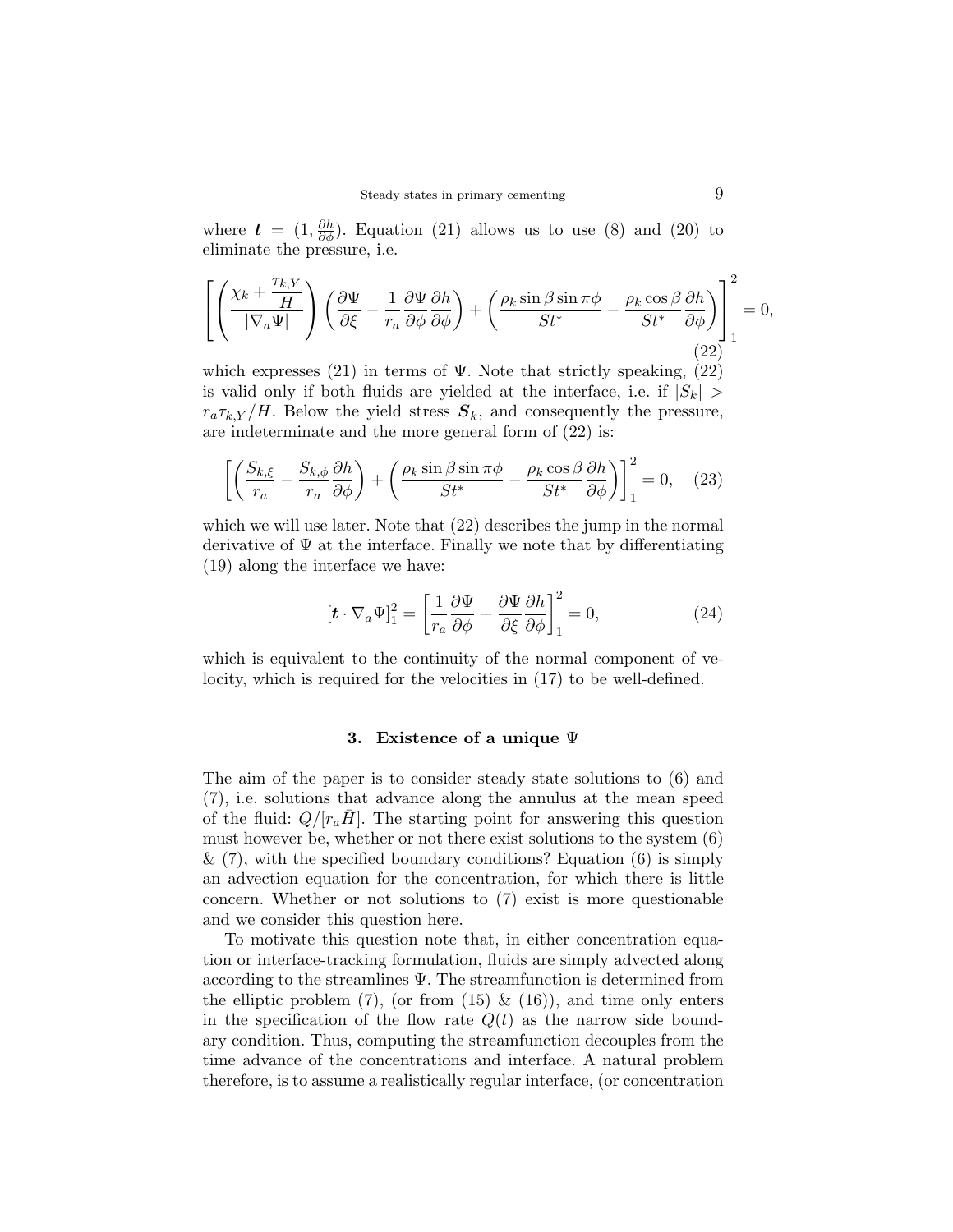where $\boldsymbol{t} = (1, \frac{\partial h}{\partial \phi})$. Equation (21) allows us to use (8) and (20) to eliminate the pressure, i.e.

$$\left[ \left( \frac{\chi_k + \frac{\tau_{k,Y}}{H}}{|\nabla_a \Psi|} \right) \left( \frac{\partial \Psi}{\partial \xi} - \frac{1}{r_a} \frac{\partial \Psi}{\partial \phi} \frac{\partial h}{\partial \phi} \right) + \left( \frac{\rho_k \sin \beta \sin \pi \phi}{St^*} - \frac{\rho_k \cos \beta}{St^*} \frac{\partial h}{\partial \phi} \right) \right]_1^2 = 0, \tag{22}$$

which expresses (21) in terms of $\Psi$. Note that strictly speaking, (22) is valid only if both fluids are yielded at the interface, i.e. if $|S_k| > r_a \tau_{k,Y}/H$. Below the yield stress $\boldsymbol{S}_k$, and consequently the pressure, are indeterminate and the more general form of (22) is:

$$\left[ \left( \frac{S_{k,\xi}}{r_a} - \frac{S_{k,\phi}}{r_a} \frac{\partial h}{\partial \phi} \right) + \left( \frac{\rho_k \sin \beta \sin \pi \phi}{St^*} - \frac{\rho_k \cos \beta}{St^*} \frac{\partial h}{\partial \phi} \right) \right]_1^2 = 0, \tag{23}$$

which we will use later. Note that (22) describes the jump in the normal derivative of $\Psi$ at the interface. Finally we note that by differentiating (19) along the interface we have:

$$[\boldsymbol{t} \cdot \nabla_a \Psi]_1^2 = \left[ \frac{1}{r_a} \frac{\partial \Psi}{\partial \phi} + \frac{\partial \Psi}{\partial \xi} \frac{\partial h}{\partial \phi} \right]_1^2 = 0, \tag{24}$$

which is equivalent to the continuity of the normal component of velocity, which is required for the velocities in (17) to be well-defined.

## 3. Existence of a unique $\Psi$

The aim of the paper is to consider steady state solutions to (6) and (7), i.e. solutions that advance along the annulus at the mean speed of the fluid: $Q/[r_a \bar{H}]$. The starting point for answering this question must however be, whether or not there exist solutions to the system (6) & (7), with the specified boundary conditions? Equation (6) is simply an advection equation for the concentration, for which there is little concern. Whether or not solutions to (7) exist is more questionable and we consider this question here.

To motivate this question note that, in either concentration equation or interface-tracking formulation, fluids are simply advected along according to the streamlines $\Psi$. The streamfunction is determined from the elliptic problem (7), (or from (15) & (16)), and time only enters in the specification of the flow rate $Q(t)$ as the narrow side boundary condition. Thus, computing the streamfunction decouples from the time advance of the concentrations and interface. A natural problem therefore, is to assume a realistically regular interface, (or concentration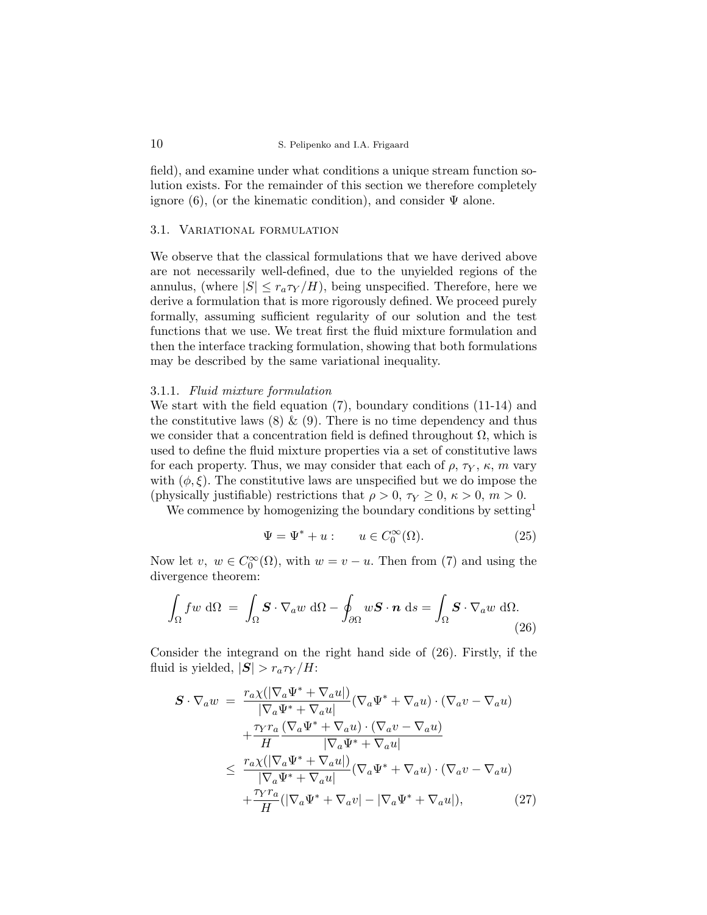field), and examine under what conditions a unique stream function solution exists. For the remainder of this section we therefore completely ignore (6), (or the kinematic condition), and consider $\Psi$ alone.

### 3.1. Variational formulation

We observe that the classical formulations that we have derived above are not necessarily well-defined, due to the unyielded regions of the annulus, (where $|S| \leq r_a \tau_Y / H$), being unspecified. Therefore, here we derive a formulation that is more rigorously defined. We proceed purely formally, assuming sufficient regularity of our solution and the test functions that we use. We treat first the fluid mixture formulation and then the interface tracking formulation, showing that both formulations may be described by the same variational inequality.

#### 3.1.1. *Fluid mixture formulation*

We start with the field equation (7), boundary conditions (11-14) and the constitutive laws (8) & (9). There is no time dependency and thus we consider that a concentration field is defined throughout $\Omega$, which is used to define the fluid mixture properties via a set of constitutive laws for each property. Thus, we may consider that each of $\rho$, $\tau_Y$, $\kappa$, $m$ vary with $(\phi, \xi)$. The constitutive laws are unspecified but we do impose the (physically justifiable) restrictions that $\rho > 0$, $\tau_Y \geq 0$, $\kappa > 0$, $m > 0$.

We commence by homogenizing the boundary conditions by setting[1]

$$\Psi = \Psi^* + u : \qquad u \in C_0^\infty(\Omega). \tag{25}$$

Now let $v,\ w \in C_0^\infty(\Omega)$, with $w = v - u$. Then from (7) and using the divergence theorem:

$$\int_\Omega f w \ \mathrm{d}\Omega \ = \ \int_\Omega \boldsymbol{S} \cdot \nabla_a w \ \mathrm{d}\Omega - \oint_{\partial\Omega} w \boldsymbol{S} \cdot \boldsymbol{n} \ \mathrm{d}s = \int_\Omega \boldsymbol{S} \cdot \nabla_a w \ \mathrm{d}\Omega. \tag{26}$$

Consider the integrand on the right hand side of (26). Firstly, if the fluid is yielded, $|\boldsymbol{S}| > r_a \tau_Y / H$:

$$\begin{aligned}
\boldsymbol{S} \cdot \nabla_a w \ &= \ \frac{r_a \chi(|\nabla_a \Psi^* + \nabla_a u|)}{|\nabla_a \Psi^* + \nabla_a u|} (\nabla_a \Psi^* + \nabla_a u) \cdot (\nabla_a v - \nabla_a u) \\
&\quad + \frac{\tau_Y r_a}{H} \frac{(\nabla_a \Psi^* + \nabla_a u) \cdot (\nabla_a v - \nabla_a u)}{|\nabla_a \Psi^* + \nabla_a u|} \\
&\leq \ \frac{r_a \chi(|\nabla_a \Psi^* + \nabla_a u|)}{|\nabla_a \Psi^* + \nabla_a u|} (\nabla_a \Psi^* + \nabla_a u) \cdot (\nabla_a v - \nabla_a u) \\
&\quad + \frac{\tau_Y r_a}{H} (|\nabla_a \Psi^* + \nabla_a v| - |\nabla_a \Psi^* + \nabla_a u|),
\end{aligned} \tag{27}$$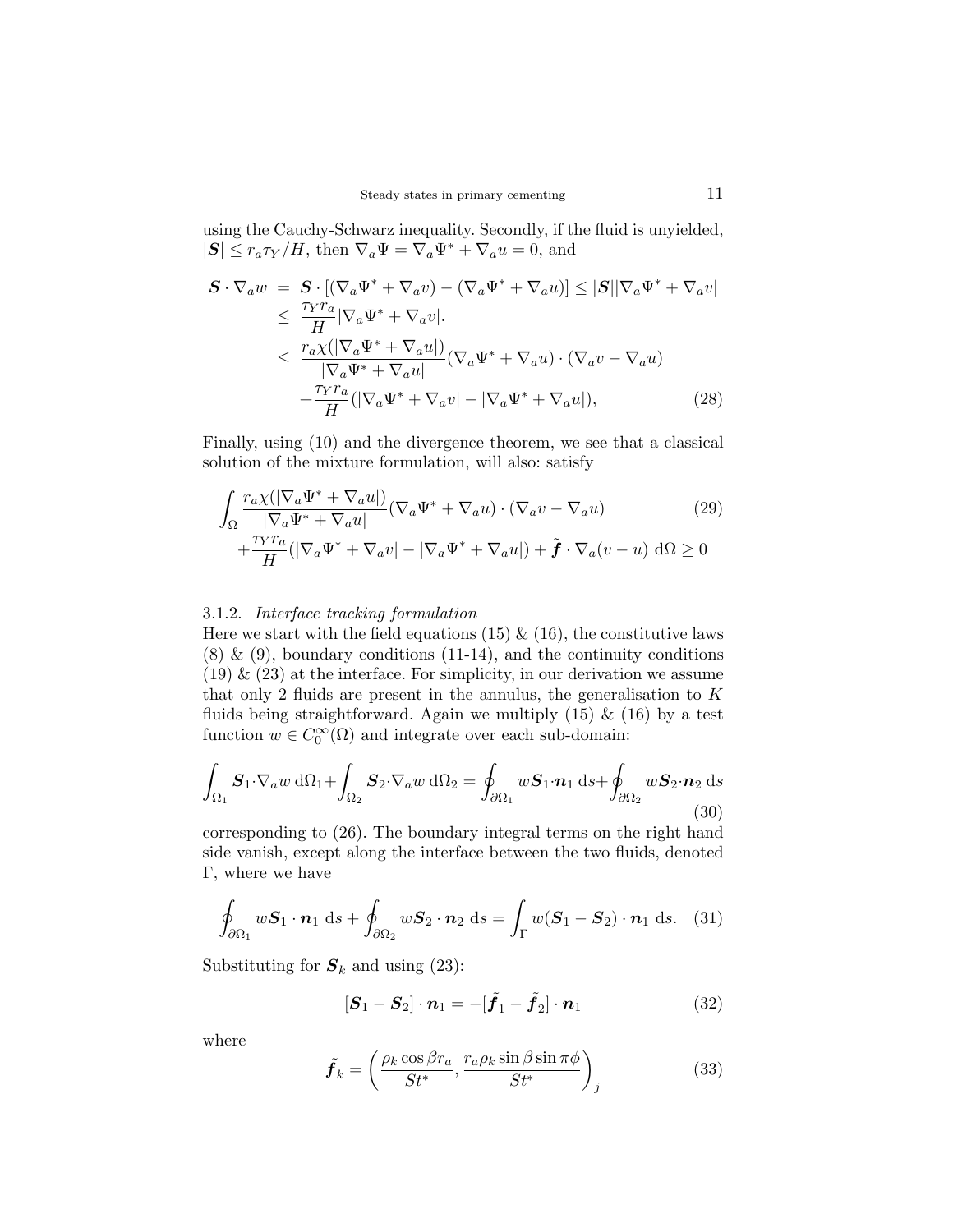using the Cauchy-Schwarz inequality. Secondly, if the fluid is unyielded, $|\boldsymbol{S}| \leq r_a \tau_Y / H$, then $\nabla_a \Psi = \nabla_a \Psi^* + \nabla_a u = 0$, and

$$
\begin{aligned}
\boldsymbol{S} \cdot \nabla_a w &= \boldsymbol{S} \cdot [(\nabla_a \Psi^* + \nabla_a v) - (\nabla_a \Psi^* + \nabla_a u)] \leq |\boldsymbol{S}||\nabla_a \Psi^* + \nabla_a v| \\
&\leq \frac{\tau_Y r_a}{H} |\nabla_a \Psi^* + \nabla_a v|. \\
&\leq \frac{r_a \chi(|\nabla_a \Psi^* + \nabla_a u|)}{|\nabla_a \Psi^* + \nabla_a u|} (\nabla_a \Psi^* + \nabla_a u) \cdot (\nabla_a v - \nabla_a u) \\
&\quad + \frac{\tau_Y r_a}{H} (|\nabla_a \Psi^* + \nabla_a v| - |\nabla_a \Psi^* + \nabla_a u|), \qquad (28)
\end{aligned}
$$

Finally, using (10) and the divergence theorem, we see that a classical solution of the mixture formulation, will also: satisfy

$$
\begin{aligned}
\int_\Omega & \frac{r_a \chi(|\nabla_a \Psi^* + \nabla_a u|)}{|\nabla_a \Psi^* + \nabla_a u|} (\nabla_a \Psi^* + \nabla_a u) \cdot (\nabla_a v - \nabla_a u) \qquad (29) \\
&+ \frac{\tau_Y r_a}{H} (|\nabla_a \Psi^* + \nabla_a v| - |\nabla_a \Psi^* + \nabla_a u|) + \tilde{\boldsymbol{f}} \cdot \nabla_a (v - u) \; \mathrm{d}\Omega \geq 0
\end{aligned}
$$

### 3.1.2. *Interface tracking formulation*

Here we start with the field equations (15) & (16), the constitutive laws (8) & (9), boundary conditions (11-14), and the continuity conditions (19) & (23) at the interface. For simplicity, in our derivation we assume that only 2 fluids are present in the annulus, the generalisation to $K$ fluids being straightforward. Again we multiply (15) & (16) by a test function $w \in C_0^\infty(\Omega)$ and integrate over each sub-domain:

$$
\int_{\Omega_1} \boldsymbol{S}_1 \cdot \nabla_a w \; \mathrm{d}\Omega_1 + \int_{\Omega_2} \boldsymbol{S}_2 \cdot \nabla_a w \; \mathrm{d}\Omega_2 = \oint_{\partial\Omega_1} w \boldsymbol{S}_1 \cdot \boldsymbol{n}_1 \; \mathrm{d}s + \oint_{\partial\Omega_2} w \boldsymbol{S}_2 \cdot \boldsymbol{n}_2 \; \mathrm{d}s \qquad (30)
$$

corresponding to (26). The boundary integral terms on the right hand side vanish, except along the interface between the two fluids, denoted $\Gamma$, where we have

$$
\oint_{\partial\Omega_1} w \boldsymbol{S}_1 \cdot \boldsymbol{n}_1 \; \mathrm{d}s + \oint_{\partial\Omega_2} w \boldsymbol{S}_2 \cdot \boldsymbol{n}_2 \; \mathrm{d}s = \int_\Gamma w (\boldsymbol{S}_1 - \boldsymbol{S}_2) \cdot \boldsymbol{n}_1 \; \mathrm{d}s. \qquad (31)
$$

Substituting for $\boldsymbol{S}_k$ and using (23):

$$
[\boldsymbol{S}_1 - \boldsymbol{S}_2] \cdot \boldsymbol{n}_1 = -[\tilde{\boldsymbol{f}}_1 - \tilde{\boldsymbol{f}}_2] \cdot \boldsymbol{n}_1 \qquad (32)
$$

where

$$
\tilde{\boldsymbol{f}}_k = \left( \frac{\rho_k \cos\beta r_a}{St^*}, \frac{r_a \rho_k \sin\beta \sin\pi\phi}{St^*} \right)_j \qquad (33)
$$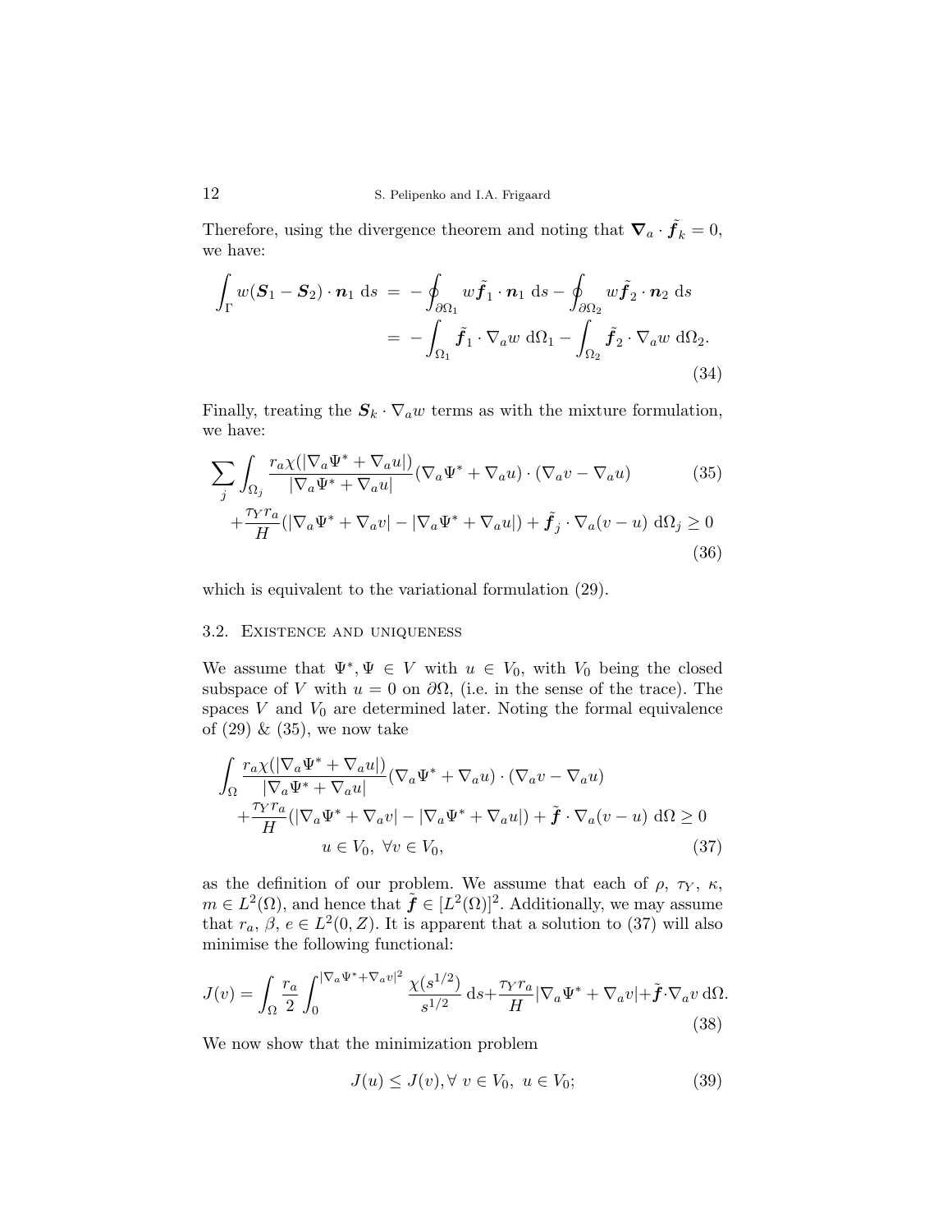Therefore, using the divergence theorem and noting that $\boldsymbol{\nabla}_a \cdot \tilde{\boldsymbol{f}}_k = 0$, we have:

$$
\begin{aligned}
\int_{\Gamma} w(\boldsymbol{S}_1 - \boldsymbol{S}_2)\cdot \boldsymbol{n}_1 \, \mathrm{d}s &= -\oint_{\partial\Omega_1} w\tilde{\boldsymbol{f}}_1 \cdot \boldsymbol{n}_1 \, \mathrm{d}s - \oint_{\partial\Omega_2} w\tilde{\boldsymbol{f}}_2 \cdot \boldsymbol{n}_2 \, \mathrm{d}s \\
&= -\int_{\Omega_1} \tilde{\boldsymbol{f}}_1 \cdot \nabla_a w \, \mathrm{d}\Omega_1 - \int_{\Omega_2} \tilde{\boldsymbol{f}}_2 \cdot \nabla_a w \, \mathrm{d}\Omega_2.
\end{aligned} \tag{34}
$$

Finally, treating the $\boldsymbol{S}_k \cdot \nabla_a w$ terms as with the mixture formulation, we have:

$$
\sum_j \int_{\Omega_j} \frac{r_a \chi(|\nabla_a \Psi^* + \nabla_a u|)}{|\nabla_a \Psi^* + \nabla_a u|}(\nabla_a \Psi^* + \nabla_a u)\cdot(\nabla_a v - \nabla_a u) \tag{35}
$$

$$
+\frac{\tau_Y r_a}{H}(|\nabla_a \Psi^* + \nabla_a v| - |\nabla_a \Psi^* + \nabla_a u|) + \tilde{\boldsymbol{f}}_j \cdot \nabla_a (v-u) \, \mathrm{d}\Omega_j \geq 0 \tag{36}
$$

which is equivalent to the variational formulation (29).

### 3.2. Existence and uniqueness

We assume that $\Psi^*, \Psi \in V$ with $u \in V_0$, with $V_0$ being the closed subspace of $V$ with $u = 0$ on $\partial\Omega$, (i.e. in the sense of the trace). The spaces $V$ and $V_0$ are determined later. Noting the formal equivalence of (29) & (35), we now take

$$
\begin{aligned}
\int_{\Omega} &\frac{r_a \chi(|\nabla_a \Psi^* + \nabla_a u|)}{|\nabla_a \Psi^* + \nabla_a u|}(\nabla_a \Psi^* + \nabla_a u)\cdot(\nabla_a v - \nabla_a u) \\
&+\frac{\tau_Y r_a}{H}(|\nabla_a \Psi^* + \nabla_a v| - |\nabla_a \Psi^* + \nabla_a u|) + \tilde{\boldsymbol{f}} \cdot \nabla_a (v-u) \, \mathrm{d}\Omega \geq 0 \\
&\qquad u \in V_0, \ \forall v \in V_0,
\end{aligned} \tag{37}
$$

as the definition of our problem. We assume that each of $\rho$, $\tau_Y$, $\kappa$, $m \in L^2(\Omega)$, and hence that $\tilde{\boldsymbol{f}} \in [L^2(\Omega)]^2$. Additionally, we may assume that $r_a$, $\beta$, $e \in L^2(0, Z)$. It is apparent that a solution to (37) will also minimise the following functional:

$$
J(v) = \int_{\Omega} \frac{r_a}{2} \int_0^{|\nabla_a \Psi^* + \nabla_a v|^2} \frac{\chi(s^{1/2})}{s^{1/2}} \, \mathrm{d}s + \frac{\tau_Y r_a}{H}|\nabla_a \Psi^* + \nabla_a v| + \tilde{\boldsymbol{f}} \cdot \nabla_a v \, \mathrm{d}\Omega. \tag{38}
$$

We now show that the minimization problem

$$
J(u) \leq J(v), \forall \ v \in V_0, \ u \in V_0; \tag{39}
$$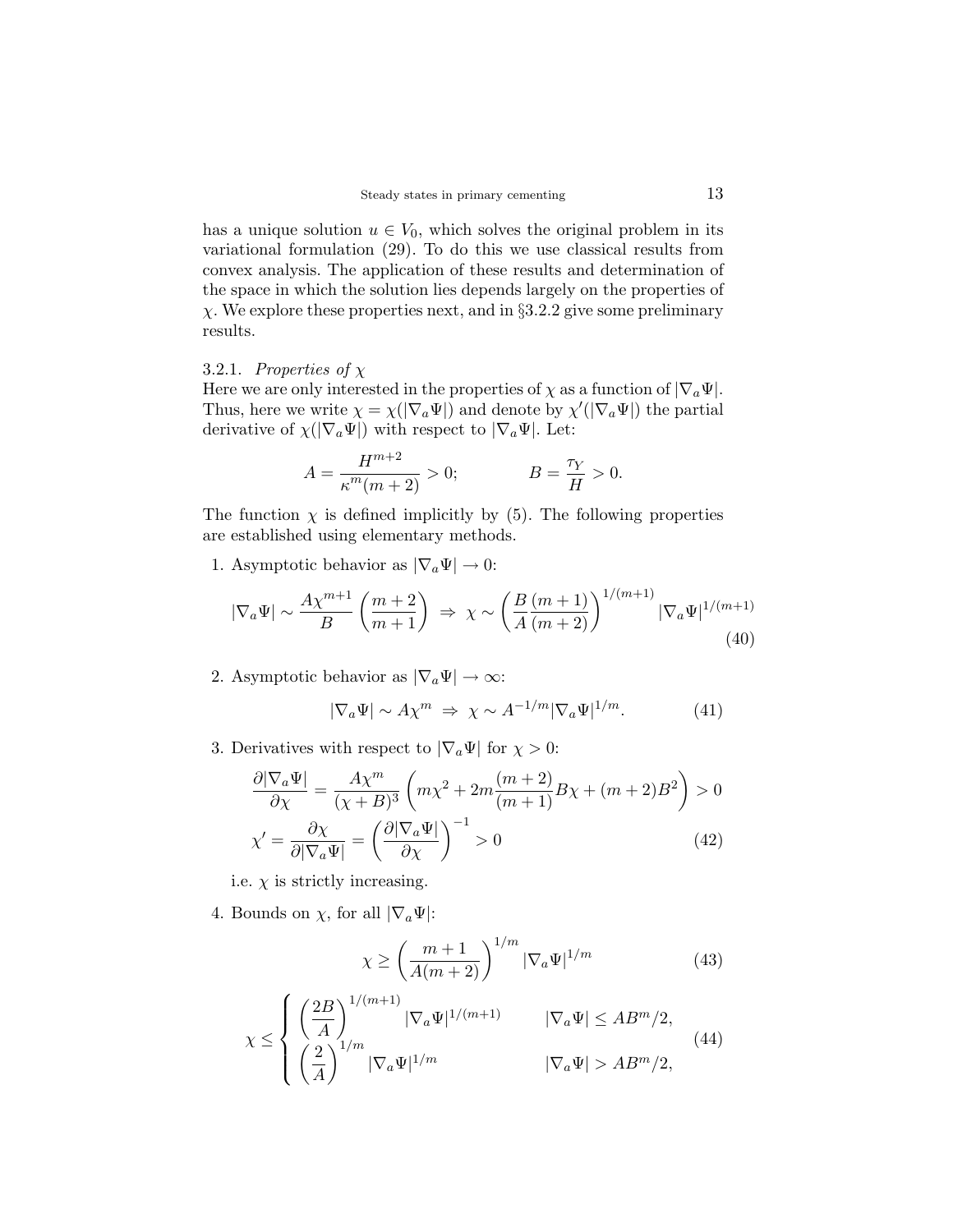has a unique solution $u \in V_0$, which solves the original problem in its variational formulation (29). To do this we use classical results from convex analysis. The application of these results and determination of the space in which the solution lies depends largely on the properties of $\chi$. We explore these properties next, and in §3.2.2 give some preliminary results.

#### 3.2.1. *Properties of* $\chi$

Here we are only interested in the properties of $\chi$ as a function of $|\nabla_a \Psi|$. Thus, here we write $\chi = \chi(|\nabla_a \Psi|)$ and denote by $\chi'(|\nabla_a \Psi|)$ the partial derivative of $\chi(|\nabla_a \Psi|)$ with respect to $|\nabla_a \Psi|$. Let:

$$A = \frac{H^{m+2}}{\kappa^m (m+2)} > 0; \qquad\qquad B = \frac{\tau_Y}{H} > 0.$$

The function $\chi$ is defined implicitly by (5). The following properties are established using elementary methods.

1. Asymptotic behavior as $|\nabla_a \Psi| \to 0$:

$$|\nabla_a \Psi| \sim \frac{A\chi^{m+1}}{B}\left(\frac{m+2}{m+1}\right) \;\Rightarrow\; \chi \sim \left(\frac{B}{A}\frac{(m+1)}{(m+2)}\right)^{1/(m+1)} |\nabla_a \Psi|^{1/(m+1)} \tag{40}$$

2. Asymptotic behavior as $|\nabla_a \Psi| \to \infty$:

$$|\nabla_a \Psi| \sim A\chi^m \;\Rightarrow\; \chi \sim A^{-1/m} |\nabla_a \Psi|^{1/m}. \tag{41}$$

3. Derivatives with respect to $|\nabla_a \Psi|$ for $\chi > 0$:

$$\frac{\partial |\nabla_a \Psi|}{\partial \chi} = \frac{A\chi^m}{(\chi + B)^3}\left(m\chi^2 + 2m\frac{(m+2)}{(m+1)}B\chi + (m+2)B^2\right) > 0$$

$$\chi' = \frac{\partial \chi}{\partial |\nabla_a \Psi|} = \left(\frac{\partial |\nabla_a \Psi|}{\partial \chi}\right)^{-1} > 0 \tag{42}$$

   i.e. $\chi$ is strictly increasing.

4. Bounds on $\chi$, for all $|\nabla_a \Psi|$:

$$\chi \geq \left(\frac{m+1}{A(m+2)}\right)^{1/m} |\nabla_a \Psi|^{1/m} \tag{43}$$

$$\chi \leq \begin{cases} \left(\dfrac{2B}{A}\right)^{1/(m+1)} |\nabla_a \Psi|^{1/(m+1)} & |\nabla_a \Psi| \leq AB^m/2, \\ \left(\dfrac{2}{A}\right)^{1/m} |\nabla_a \Psi|^{1/m} & |\nabla_a \Psi| > AB^m/2, \end{cases} \tag{44}$$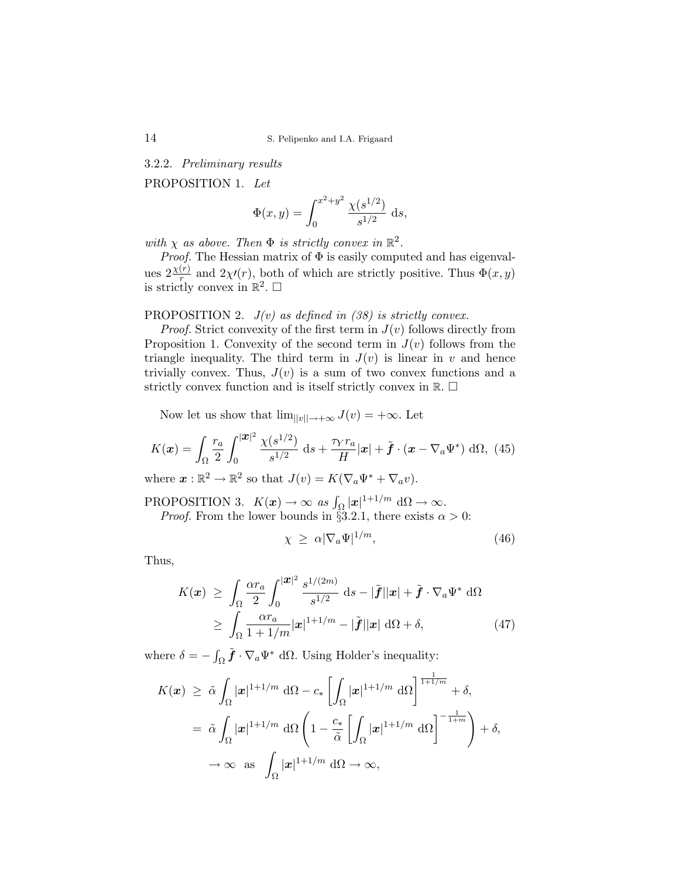#### 3.2.2. *Preliminary results*

PROPOSITION 1. *Let*

$$\Phi(x,y) = \int_0^{x^2+y^2} \frac{\chi(s^{1/2})}{s^{1/2}} \, \mathrm{d}s,$$

*with $\chi$ as above. Then $\Phi$ is strictly convex in $\mathbb{R}^2$.*

*Proof.* The Hessian matrix of $\Phi$ is easily computed and has eigenvalues $2\frac{\chi(r)}{r}$ and $2\chi\prime(r)$, both of which are strictly positive. Thus $\Phi(x,y)$ is strictly convex in $\mathbb{R}^2$. $\square$

PROPOSITION 2. *$J(v)$ as defined in (38) is strictly convex.*

*Proof.* Strict convexity of the first term in $J(v)$ follows directly from Proposition 1. Convexity of the second term in $J(v)$ follows from the triangle inequality. The third term in $J(v)$ is linear in $v$ and hence trivially convex. Thus, $J(v)$ is a sum of two convex functions and a strictly convex function and is itself strictly convex in $\mathbb{R}$. $\square$

Now let us show that $\lim_{||v||\to+\infty} J(v) = +\infty$. Let

$$K(\boldsymbol{x}) = \int_\Omega \frac{r_a}{2} \int_0^{|\boldsymbol{x}|^2} \frac{\chi(s^{1/2})}{s^{1/2}} \, \mathrm{d}s + \frac{\tau_Y r_a}{H}|\boldsymbol{x}| + \tilde{\boldsymbol{f}} \cdot (\boldsymbol{x} - \nabla_a \Psi^*) \, \mathrm{d}\Omega, \quad (45)$$

where $\boldsymbol{x} : \mathbb{R}^2 \to \mathbb{R}^2$ so that $J(v) = K(\nabla_a \Psi^* + \nabla_a v)$.

PROPOSITION 3. *$K(\boldsymbol{x}) \to \infty$ as $\int_\Omega |\boldsymbol{x}|^{1+1/m} \, \mathrm{d}\Omega \to \infty$.*

*Proof.* From the lower bounds in §3.2.1, there exists $\alpha > 0$:

$$\chi \ \geq \ \alpha |\nabla_a \Psi|^{1/m}, \quad (46)$$

Thus,

$$\begin{aligned} K(\boldsymbol{x}) \ &\geq \ \int_\Omega \frac{\alpha r_a}{2} \int_0^{|\boldsymbol{x}|^2} \frac{s^{1/(2m)}}{s^{1/2}} \, \mathrm{d}s - |\tilde{\boldsymbol{f}}||\boldsymbol{x}| + \tilde{\boldsymbol{f}} \cdot \nabla_a \Psi^* \, \mathrm{d}\Omega \\ &\geq \ \int_\Omega \frac{\alpha r_a}{1+1/m} |\boldsymbol{x}|^{1+1/m} - |\tilde{\boldsymbol{f}}||\boldsymbol{x}| \, \mathrm{d}\Omega + \delta, \end{aligned} \quad (47)$$

where $\delta = -\int_\Omega \tilde{\boldsymbol{f}} \cdot \nabla_a \Psi^* \, \mathrm{d}\Omega$. Using Holder's inequality:

$$\begin{aligned} K(\boldsymbol{x}) \ &\geq \ \tilde{\alpha} \int_\Omega |\boldsymbol{x}|^{1+1/m} \, \mathrm{d}\Omega - c_* \left[ \int_\Omega |\boldsymbol{x}|^{1+1/m} \, \mathrm{d}\Omega \right]^{\frac{1}{1+1/m}} + \delta, \\ &= \ \tilde{\alpha} \int_\Omega |\boldsymbol{x}|^{1+1/m} \, \mathrm{d}\Omega \left( 1 - \frac{c_*}{\tilde{\alpha}} \left[ \int_\Omega |\boldsymbol{x}|^{1+1/m} \, \mathrm{d}\Omega \right]^{-\frac{1}{1+m}} \right) + \delta, \\ &\to \infty \ \text{ as } \ \int_\Omega |\boldsymbol{x}|^{1+1/m} \, \mathrm{d}\Omega \to \infty, \end{aligned}$$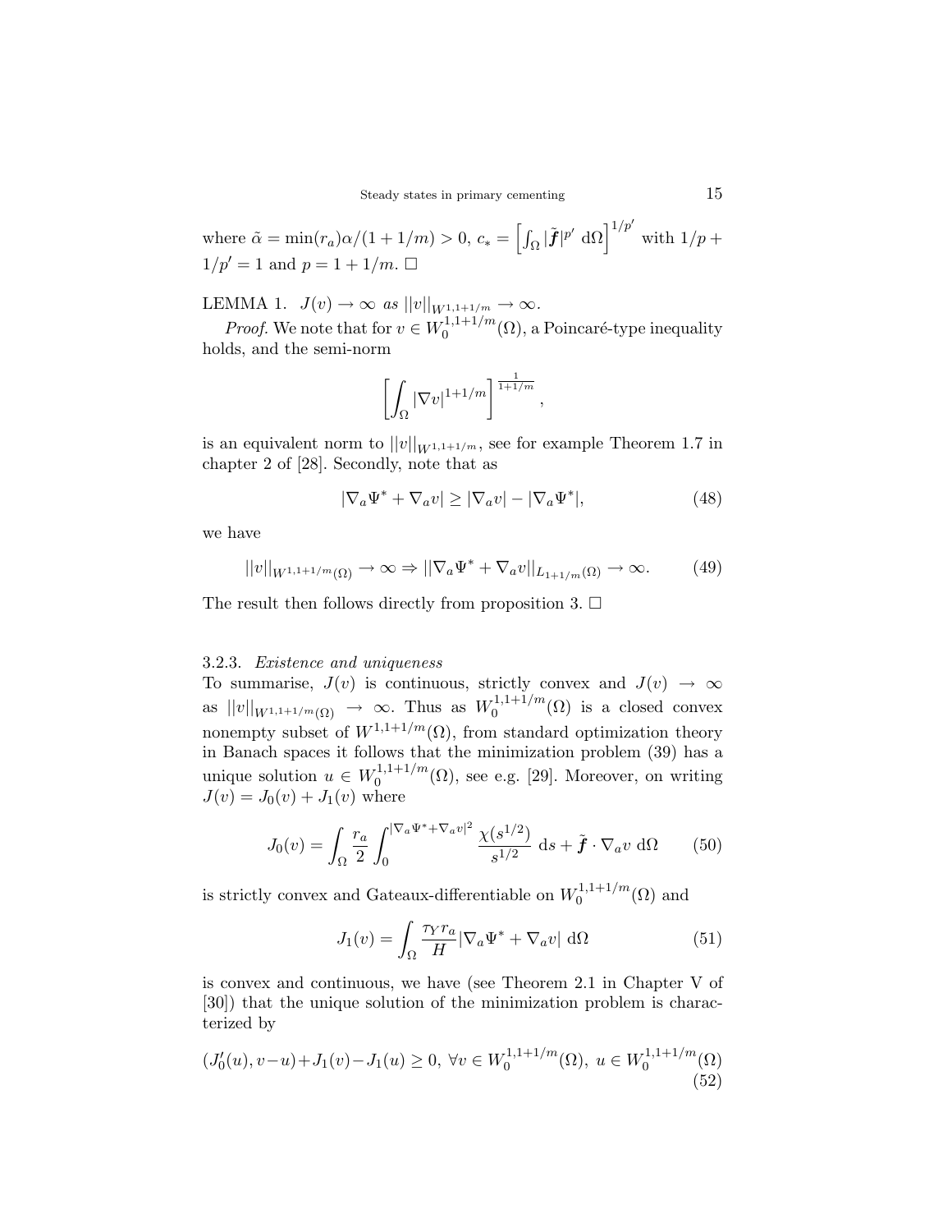where $\tilde{\alpha} = \min(r_a)\alpha/(1+1/m) > 0$, $c_* = \left[\int_\Omega |\tilde{\boldsymbol{f}}|^{p'} \, \mathrm{d}\Omega\right]^{1/p'}$ with $1/p + 1/p' = 1$ and $p = 1 + 1/m$. □

LEMMA 1. *$J(v) \to \infty$ as $||v||_{W^{1,1+1/m}} \to \infty$.*

*Proof.* We note that for $v \in W_0^{1,1+1/m}(\Omega)$, a Poincaré-type inequality holds, and the semi-norm

$$\left[\int_\Omega |\nabla v|^{1+1/m}\right]^{\frac{1}{1+1/m}},$$

is an equivalent norm to $||v||_{W^{1,1+1/m}}$, see for example Theorem 1.7 in chapter 2 of [28]. Secondly, note that as

$$|\nabla_a \Psi^* + \nabla_a v| \geq |\nabla_a v| - |\nabla_a \Psi^*|, \tag{48}$$

we have

$$||v||_{W^{1,1+1/m}(\Omega)} \to \infty \Rightarrow ||\nabla_a \Psi^* + \nabla_a v||_{L_{1+1/m}(\Omega)} \to \infty. \tag{49}$$

The result then follows directly from proposition 3. □

### 3.2.3. *Existence and uniqueness*

To summarise, $J(v)$ is continuous, strictly convex and $J(v) \to \infty$ as $||v||_{W^{1,1+1/m}(\Omega)} \to \infty$. Thus as $W_0^{1,1+1/m}(\Omega)$ is a closed convex nonempty subset of $W^{1,1+1/m}(\Omega)$, from standard optimization theory in Banach spaces it follows that the minimization problem (39) has a unique solution $u \in W_0^{1,1+1/m}(\Omega)$, see e.g. [29]. Moreover, on writing $J(v) = J_0(v) + J_1(v)$ where

$$J_0(v) = \int_\Omega \frac{r_a}{2} \int_0^{|\nabla_a \Psi^* + \nabla_a v|^2} \frac{\chi(s^{1/2})}{s^{1/2}} \, \mathrm{d}s + \tilde{\boldsymbol{f}} \cdot \nabla_a v \, \mathrm{d}\Omega \tag{50}$$

is strictly convex and Gateaux-differentiable on $W_0^{1,1+1/m}(\Omega)$ and

$$J_1(v) = \int_\Omega \frac{\tau_Y r_a}{H} |\nabla_a \Psi^* + \nabla_a v| \, \mathrm{d}\Omega \tag{51}$$

is convex and continuous, we have (see Theorem 2.1 in Chapter V of [30]) that the unique solution of the minimization problem is characterized by

$$(J_0'(u), v-u) + J_1(v) - J_1(u) \geq 0, \; \forall v \in W_0^{1,1+1/m}(\Omega), \; u \in W_0^{1,1+1/m}(\Omega) \tag{52}$$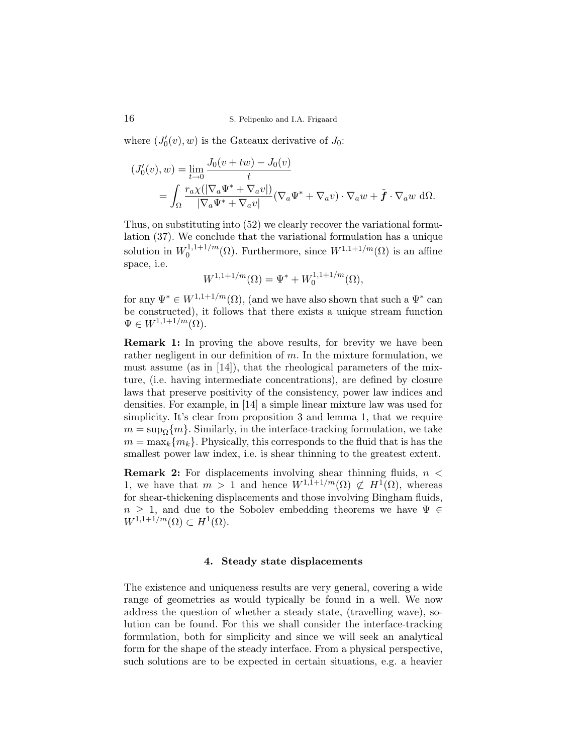where $(J_0'(v), w)$ is the Gateaux derivative of $J_0$:

$$
\begin{aligned}
(J_0'(v), w) &= \lim_{t \to 0} \frac{J_0(v + tw) - J_0(v)}{t} \\
&= \int_\Omega \frac{r_a \chi(|\nabla_a \Psi^* + \nabla_a v|)}{|\nabla_a \Psi^* + \nabla_a v|} (\nabla_a \Psi^* + \nabla_a v) \cdot \nabla_a w + \tilde{\boldsymbol{f}} \cdot \nabla_a w \; \mathrm{d}\Omega.
\end{aligned}
$$

Thus, on substituting into (52) we clearly recover the variational formulation (37). We conclude that the variational formulation has a unique solution in $W_0^{1,1+1/m}(\Omega)$. Furthermore, since $W^{1,1+1/m}(\Omega)$ is an affine space, i.e.

$$
W^{1,1+1/m}(\Omega) = \Psi^* + W_0^{1,1+1/m}(\Omega),
$$

for any $\Psi^* \in W^{1,1+1/m}(\Omega)$, (and we have also shown that such a $\Psi^*$ can be constructed), it follows that there exists a unique stream function $\Psi \in W^{1,1+1/m}(\Omega)$.

**Remark 1:** In proving the above results, for brevity we have been rather negligent in our definition of $m$. In the mixture formulation, we must assume (as in [14]), that the rheological parameters of the mixture, (i.e. having intermediate concentrations), are defined by closure laws that preserve positivity of the consistency, power law indices and densities. For example, in [14] a simple linear mixture law was used for simplicity. It's clear from proposition 3 and lemma 1, that we require $m = \sup_\Omega\{m\}$. Similarly, in the interface-tracking formulation, we take $m = \max_k\{m_k\}$. Physically, this corresponds to the fluid that is has the smallest power law index, i.e. is shear thinning to the greatest extent.

**Remark 2:** For displacements involving shear thinning fluids, $n < 1$, we have that $m > 1$ and hence $W^{1,1+1/m}(\Omega) \not\subset H^1(\Omega)$, whereas for shear-thickening displacements and those involving Bingham fluids, $n \geq 1$, and due to the Sobolev embedding theorems we have $\Psi \in W^{1,1+1/m}(\Omega) \subset H^1(\Omega)$.

## 4. Steady state displacements

The existence and uniqueness results are very general, covering a wide range of geometries as would typically be found in a well. We now address the question of whether a steady state, (travelling wave), solution can be found. For this we shall consider the interface-tracking formulation, both for simplicity and since we will seek an analytical form for the shape of the steady interface. From a physical perspective, such solutions are to be expected in certain situations, e.g. a heavier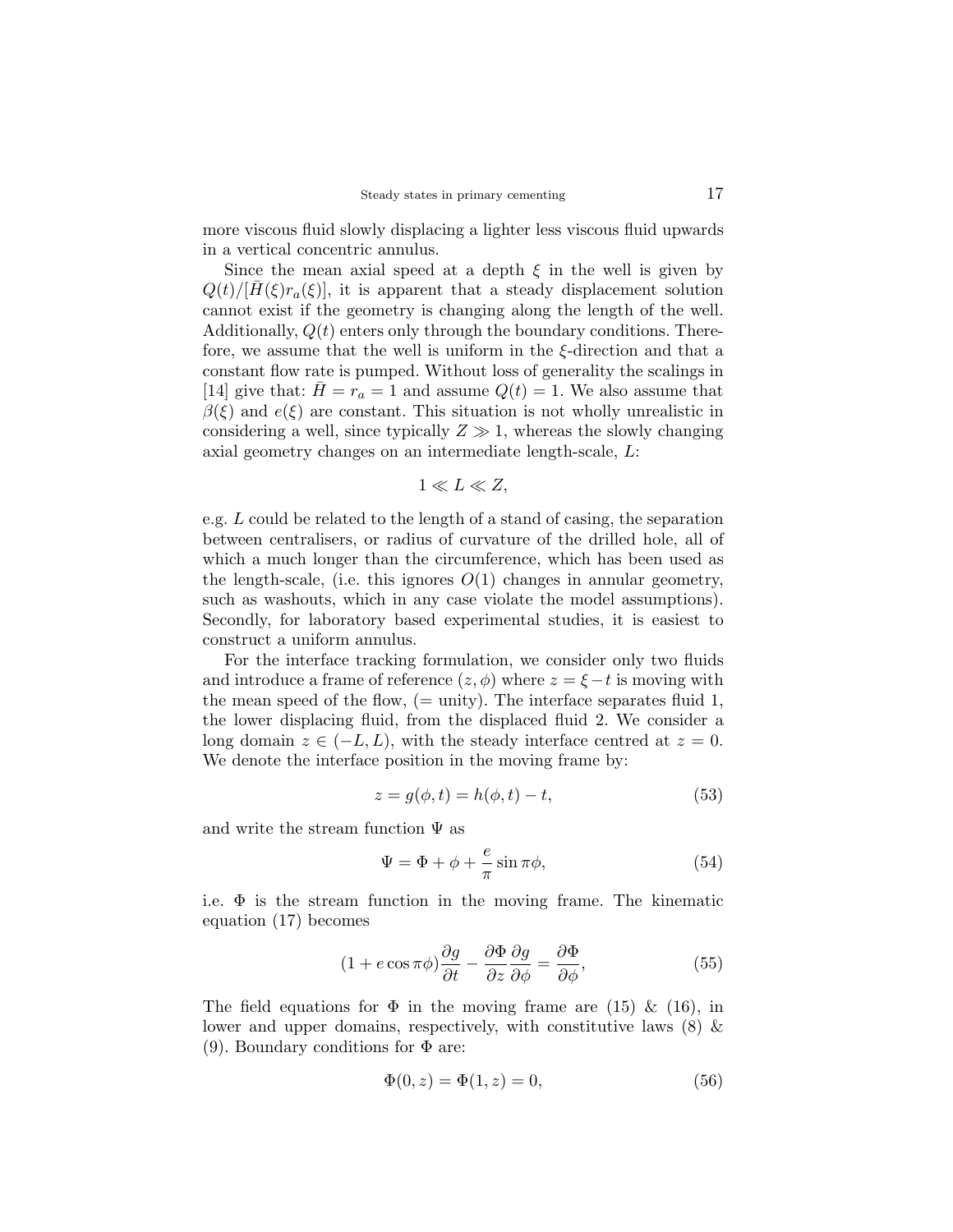more viscous fluid slowly displacing a lighter less viscous fluid upwards in a vertical concentric annulus.

Since the mean axial speed at a depth $\xi$ in the well is given by $Q(t)/[\bar{H}(\xi)r_a(\xi)]$, it is apparent that a steady displacement solution cannot exist if the geometry is changing along the length of the well. Additionally, $Q(t)$ enters only through the boundary conditions. Therefore, we assume that the well is uniform in the $\xi$-direction and that a constant flow rate is pumped. Without loss of generality the scalings in [14] give that: $\bar{H} = r_a = 1$ and assume $Q(t) = 1$. We also assume that $\beta(\xi)$ and $e(\xi)$ are constant. This situation is not wholly unrealistic in considering a well, since typically $Z \gg 1$, whereas the slowly changing axial geometry changes on an intermediate length-scale, $L$:

$$1 \ll L \ll Z,$$

e.g. $L$ could be related to the length of a stand of casing, the separation between centralisers, or radius of curvature of the drilled hole, all of which a much longer than the circumference, which has been used as the length-scale, (i.e. this ignores $O(1)$ changes in annular geometry, such as washouts, which in any case violate the model assumptions). Secondly, for laboratory based experimental studies, it is easiest to construct a uniform annulus.

For the interface tracking formulation, we consider only two fluids and introduce a frame of reference $(z, \phi)$ where $z = \xi - t$ is moving with the mean speed of the flow, (= unity). The interface separates fluid 1, the lower displacing fluid, from the displaced fluid 2. We consider a long domain $z \in (-L, L)$, with the steady interface centred at $z = 0$. We denote the interface position in the moving frame by:

$$z = g(\phi, t) = h(\phi, t) - t, \tag{53}$$

and write the stream function $\Psi$ as

$$\Psi = \Phi + \phi + \frac{e}{\pi} \sin \pi\phi, \tag{54}$$

i.e. $\Phi$ is the stream function in the moving frame. The kinematic equation (17) becomes

$$(1 + e \cos \pi\phi)\frac{\partial g}{\partial t} - \frac{\partial \Phi}{\partial z}\frac{\partial g}{\partial \phi} = \frac{\partial \Phi}{\partial \phi}, \tag{55}$$

The field equations for $\Phi$ in the moving frame are (15) & (16), in lower and upper domains, respectively, with constitutive laws (8) & (9). Boundary conditions for $\Phi$ are:

$$\Phi(0, z) = \Phi(1, z) = 0, \tag{56}$$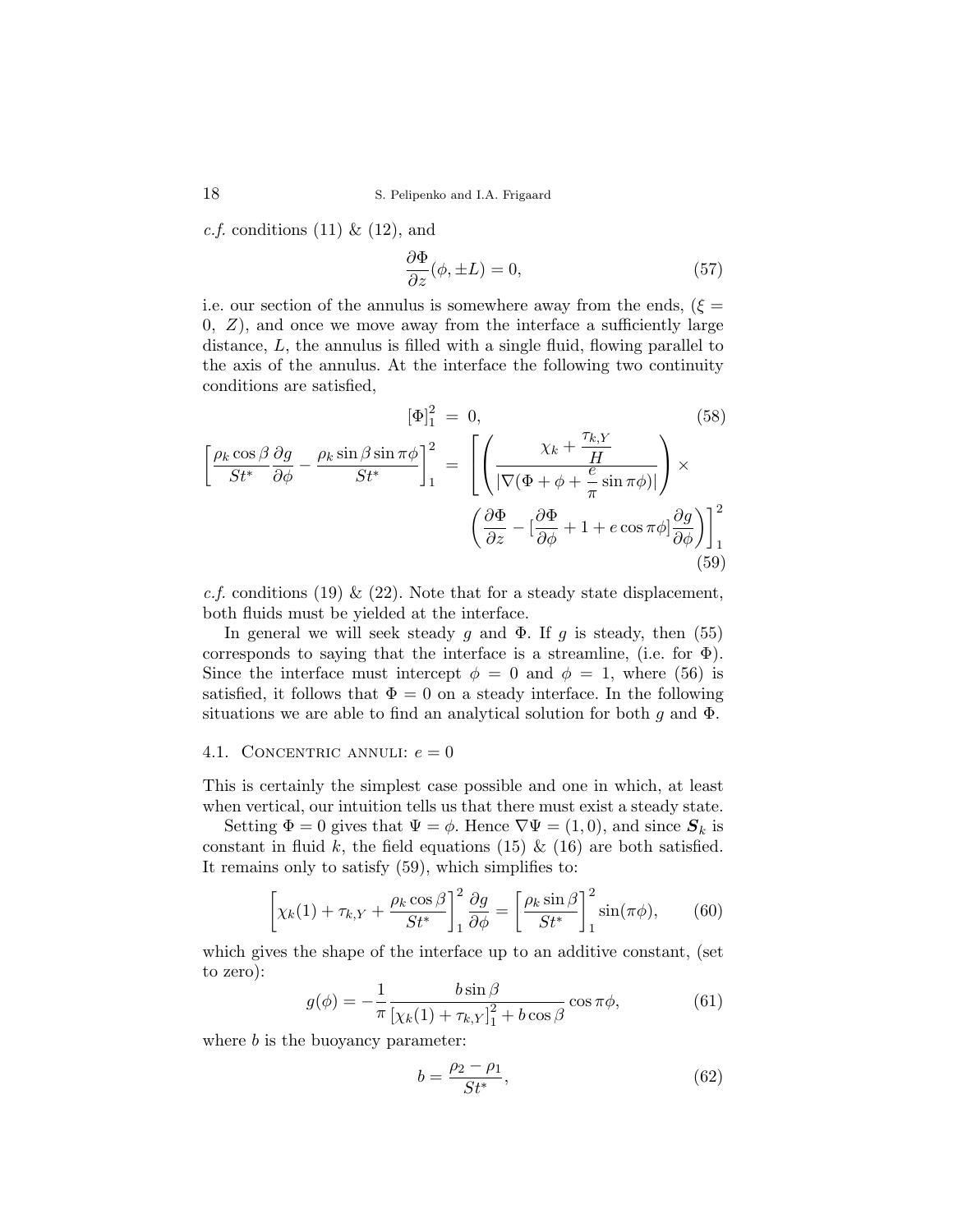*c.f.* conditions (11) & (12), and

$$\frac{\partial \Phi}{\partial z}(\phi, \pm L) = 0, \tag{57}$$

i.e. our section of the annulus is somewhere away from the ends, ($\xi = 0,\ Z$), and once we move away from the interface a sufficiently large distance, $L$, the annulus is filled with a single fluid, flowing parallel to the axis of the annulus. At the interface the following two continuity conditions are satisfied,

$$[\Phi]_1^2 \ = \ 0, \tag{58}$$

$$\left[\frac{\rho_k \cos\beta}{St^*}\frac{\partial g}{\partial \phi} - \frac{\rho_k \sin\beta \sin\pi\phi}{St^*}\right]_1^2 \ = \ \left[\left(\frac{\chi_k + \frac{\tau_{k,Y}}{H}}{|\nabla(\Phi + \phi + \frac{e}{\pi}\sin\pi\phi)|}\right) \times \left(\frac{\partial \Phi}{\partial z} - [\frac{\partial \Phi}{\partial \phi} + 1 + e\cos\pi\phi]\frac{\partial g}{\partial \phi}\right)\right]_1^2 \tag{59}$$

*c.f.* conditions (19) & (22). Note that for a steady state displacement, both fluids must be yielded at the interface.

In general we will seek steady $g$ and $\Phi$. If $g$ is steady, then (55) corresponds to saying that the interface is a streamline, (i.e. for $\Phi$). Since the interface must intercept $\phi = 0$ and $\phi = 1$, where (56) is satisfied, it follows that $\Phi = 0$ on a steady interface. In the following situations we are able to find an analytical solution for both $g$ and $\Phi$.

### 4.1. Concentric annuli: $e = 0$

This is certainly the simplest case possible and one in which, at least when vertical, our intuition tells us that there must exist a steady state.

Setting $\Phi = 0$ gives that $\Psi = \phi$. Hence $\nabla\Psi = (1, 0)$, and since $\boldsymbol{S}_k$ is constant in fluid $k$, the field equations (15) & (16) are both satisfied. It remains only to satisfy (59), which simplifies to:

$$\left[\chi_k(1) + \tau_{k,Y} + \frac{\rho_k \cos\beta}{St^*}\right]_1^2 \frac{\partial g}{\partial \phi} = \left[\frac{\rho_k \sin\beta}{St^*}\right]_1^2 \sin(\pi\phi), \tag{60}$$

which gives the shape of the interface up to an additive constant, (set to zero):

$$g(\phi) = -\frac{1}{\pi}\frac{b\sin\beta}{[\chi_k(1) + \tau_{k,Y}]_1^2 + b\cos\beta}\cos\pi\phi, \tag{61}$$

where $b$ is the buoyancy parameter:

$$b = \frac{\rho_2 - \rho_1}{St^*}, \tag{62}$$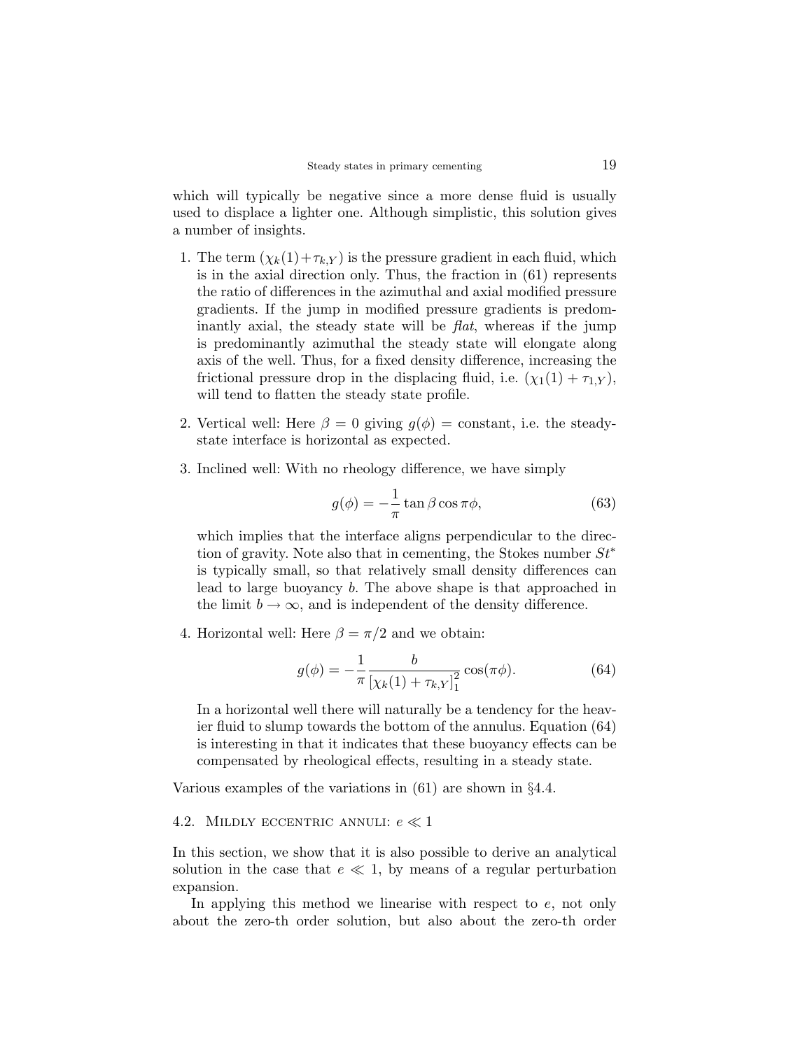which will typically be negative since a more dense fluid is usually used to displace a lighter one. Although simplistic, this solution gives a number of insights.

1. The term $(\chi_k(1)+\tau_{k,Y})$ is the pressure gradient in each fluid, which is in the axial direction only. Thus, the fraction in (61) represents the ratio of differences in the azimuthal and axial modified pressure gradients. If the jump in modified pressure gradients is predominantly axial, the steady state will be *flat*, whereas if the jump is predominantly azimuthal the steady state will elongate along axis of the well. Thus, for a fixed density difference, increasing the frictional pressure drop in the displacing fluid, i.e. $(\chi_1(1) + \tau_{1,Y})$, will tend to flatten the steady state profile.

2. Vertical well: Here $\beta = 0$ giving $g(\phi) = $ constant, i.e. the steady-state interface is horizontal as expected.

3. Inclined well: With no rheology difference, we have simply

$$g(\phi) = -\frac{1}{\pi}\tan\beta\cos\pi\phi, \tag{63}$$

which implies that the interface aligns perpendicular to the direction of gravity. Note also that in cementing, the Stokes number $St^*$ is typically small, so that relatively small density differences can lead to large buoyancy $b$. The above shape is that approached in the limit $b \to \infty$, and is independent of the density difference.

4. Horizontal well: Here $\beta = \pi/2$ and we obtain:

$$g(\phi) = -\frac{1}{\pi}\frac{b}{\left[\chi_k(1) + \tau_{k,Y}\right]_1^2}\cos(\pi\phi). \tag{64}$$

In a horizontal well there will naturally be a tendency for the heavier fluid to slump towards the bottom of the annulus. Equation (64) is interesting in that it indicates that these buoyancy effects can be compensated by rheological effects, resulting in a steady state.

Various examples of the variations in (61) are shown in §4.4.

### 4.2. Mildly eccentric annuli: $e \ll 1$

In this section, we show that it is also possible to derive an analytical solution in the case that $e \ll 1$, by means of a regular perturbation expansion.

In applying this method we linearise with respect to $e$, not only about the zero-th order solution, but also about the zero-th order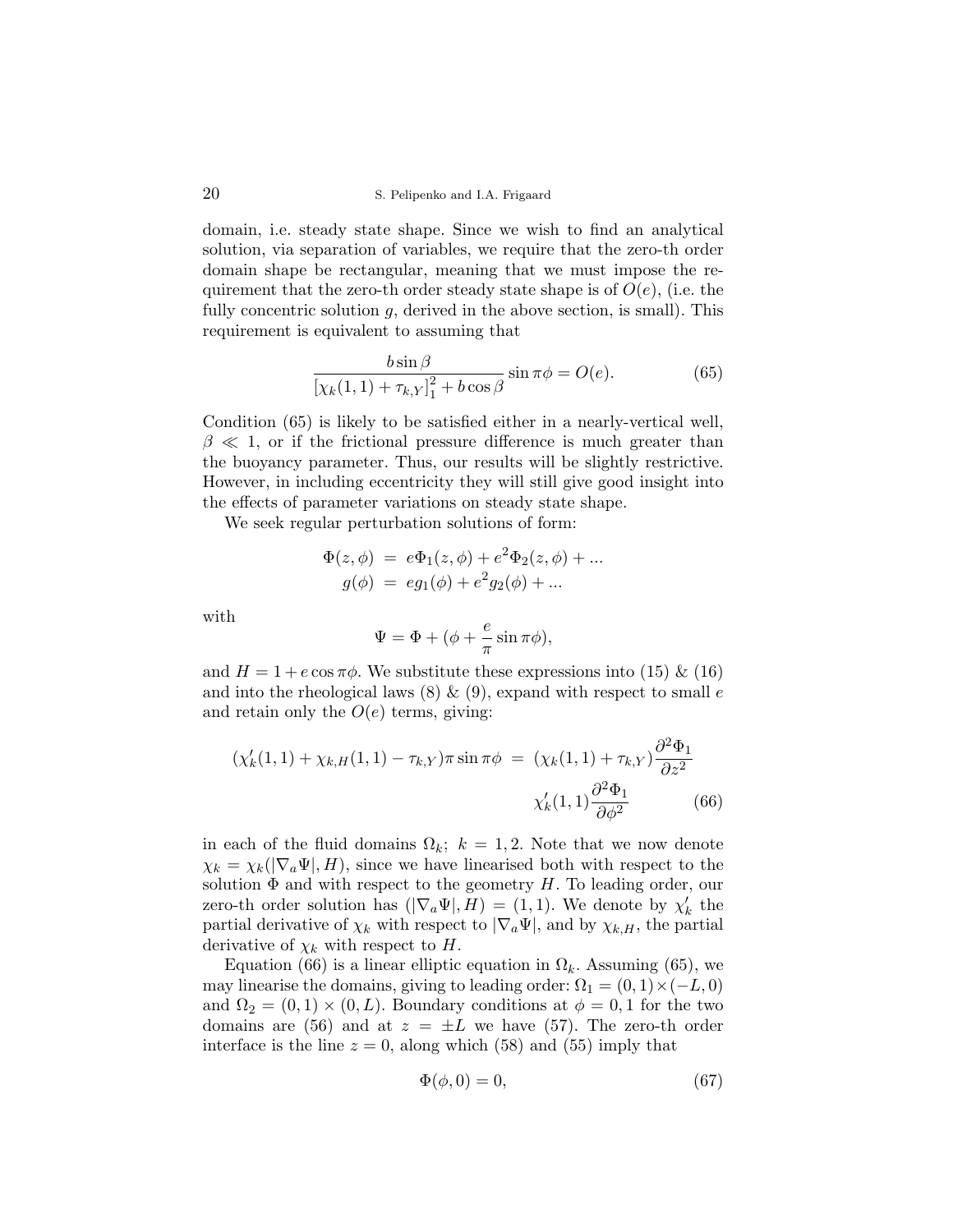domain, i.e. steady state shape. Since we wish to find an analytical solution, via separation of variables, we require that the zero-th order domain shape be rectangular, meaning that we must impose the requirement that the zero-th order steady state shape is of $O(e)$, (i.e. the fully concentric solution $g$, derived in the above section, is small). This requirement is equivalent to assuming that

$$\frac{b \sin \beta}{[\chi_k(1,1) + \tau_{k,Y}]_1^2 + b \cos \beta} \sin \pi\phi = O(e). \tag{65}$$

Condition (65) is likely to be satisfied either in a nearly-vertical well, $\beta \ll 1$, or if the frictional pressure difference is much greater than the buoyancy parameter. Thus, our results will be slightly restrictive. However, in including eccentricity they will still give good insight into the effects of parameter variations on steady state shape.

We seek regular perturbation solutions of form:

$$\begin{aligned}
\Phi(z,\phi) &= e\Phi_1(z,\phi) + e^2\Phi_2(z,\phi) + ... \\
g(\phi) &= eg_1(\phi) + e^2 g_2(\phi) + ...
\end{aligned}$$

with

$$\Psi = \Phi + (\phi + \frac{e}{\pi}\sin \pi\phi),$$

and $H = 1 + e\cos \pi\phi$. We substitute these expressions into (15) & (16) and into the rheological laws (8) & (9), expand with respect to small $e$ and retain only the $O(e)$ terms, giving:

$$\begin{aligned}
(\chi_k'(1,1) + \chi_{k,H}(1,1) - \tau_{k,Y})\pi \sin \pi\phi &= (\chi_k(1,1) + \tau_{k,Y})\frac{\partial^2 \Phi_1}{\partial z^2} \\
& \qquad \chi_k'(1,1)\frac{\partial^2 \Phi_1}{\partial \phi^2}
\end{aligned} \tag{66}$$

in each of the fluid domains $\Omega_k;\ k = 1,2$. Note that we now denote $\chi_k = \chi_k(|\nabla_a \Psi|, H)$, since we have linearised both with respect to the solution $\Phi$ and with respect to the geometry $H$. To leading order, our zero-th order solution has $(|\nabla_a \Psi|, H) = (1,1)$. We denote by $\chi_k'$ the partial derivative of $\chi_k$ with respect to $|\nabla_a \Psi|$, and by $\chi_{k,H}$, the partial derivative of $\chi_k$ with respect to $H$.

Equation (66) is a linear elliptic equation in $\Omega_k$. Assuming (65), we may linearise the domains, giving to leading order: $\Omega_1 = (0,1) \times (-L,0)$ and $\Omega_2 = (0,1) \times (0,L)$. Boundary conditions at $\phi = 0,1$ for the two domains are (56) and at $z = \pm L$ we have (57). The zero-th order interface is the line $z = 0$, along which (58) and (55) imply that

$$\Phi(\phi, 0) = 0, \tag{67}$$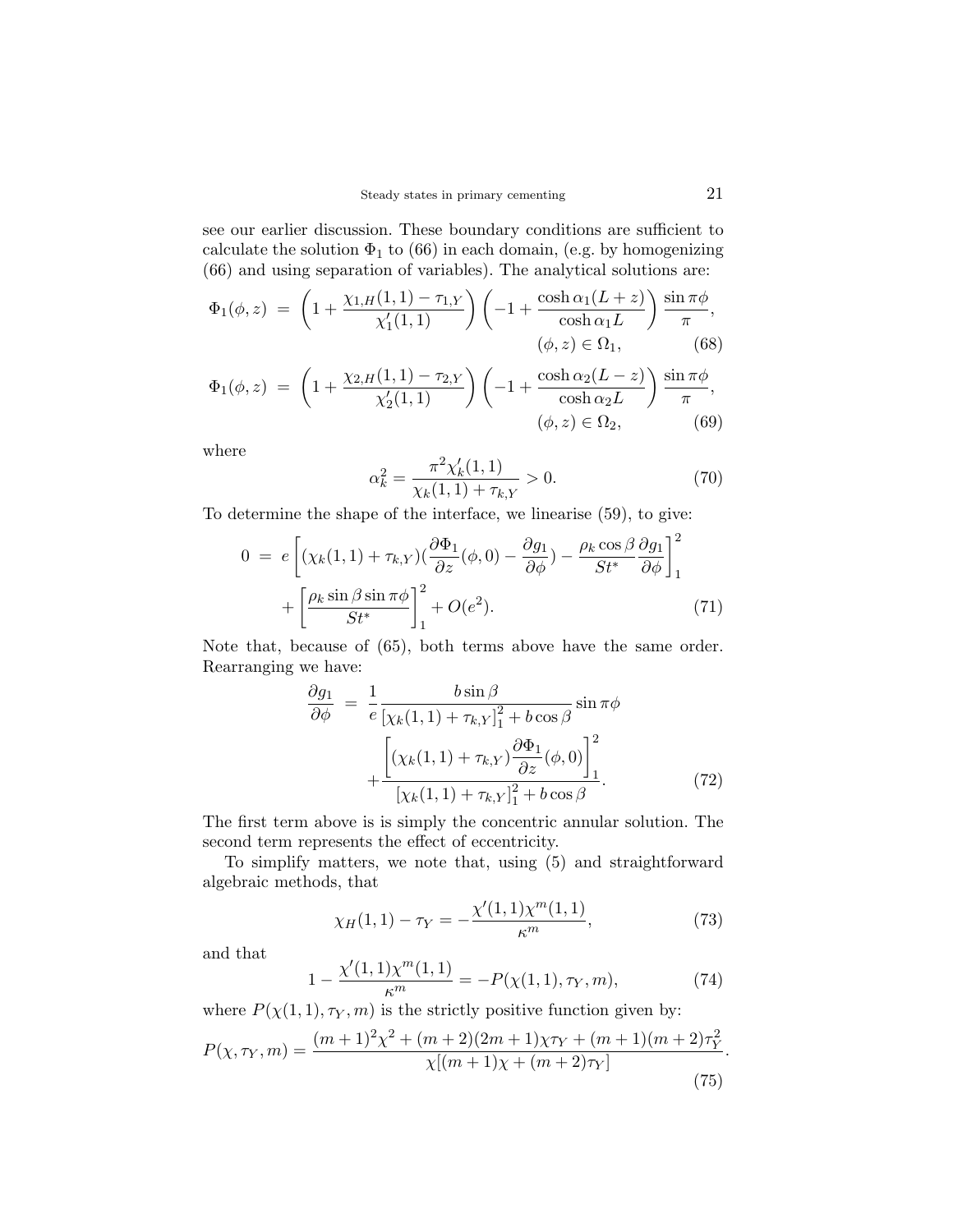see our earlier discussion. These boundary conditions are sufficient to calculate the solution $\Phi_1$ to (66) in each domain, (e.g. by homogenizing (66) and using separation of variables). The analytical solutions are:

$$\Phi_1(\phi, z) = \left(1 + \frac{\chi_{1,H}(1,1) - \tau_{1,Y}}{\chi_1'(1,1)}\right)\left(-1 + \frac{\cosh \alpha_1 (L+z)}{\cosh \alpha_1 L}\right)\frac{\sin \pi\phi}{\pi}, \quad (\phi, z) \in \Omega_1, \tag{68}$$

$$\Phi_1(\phi, z) = \left(1 + \frac{\chi_{2,H}(1,1) - \tau_{2,Y}}{\chi_2'(1,1)}\right)\left(-1 + \frac{\cosh \alpha_2 (L-z)}{\cosh \alpha_2 L}\right)\frac{\sin \pi\phi}{\pi}, \quad (\phi, z) \in \Omega_2, \tag{69}$$

where

$$\alpha_k^2 = \frac{\pi^2 \chi_k'(1,1)}{\chi_k(1,1) + \tau_{k,Y}} > 0. \tag{70}$$

To determine the shape of the interface, we linearise (59), to give:

$$0 = e\left[(\chi_k(1,1) + \tau_{k,Y})\left(\frac{\partial \Phi_1}{\partial z}(\phi, 0) - \frac{\partial g_1}{\partial \phi}\right) - \frac{\rho_k \cos\beta}{St^*}\frac{\partial g_1}{\partial \phi}\right]_1^2 + \left[\frac{\rho_k \sin\beta \sin \pi\phi}{St^*}\right]_1^2 + O(e^2). \tag{71}$$

Note that, because of (65), both terms above have the same order. Rearranging we have:

$$\frac{\partial g_1}{\partial \phi} = \frac{1}{e}\frac{b \sin\beta}{[\chi_k(1,1) + \tau_{k,Y}]_1^2 + b\cos\beta}\sin \pi\phi + \frac{\left[(\chi_k(1,1) + \tau_{k,Y})\frac{\partial \Phi_1}{\partial z}(\phi, 0)\right]_1^2}{[\chi_k(1,1) + \tau_{k,Y}]_1^2 + b\cos\beta}. \tag{72}$$

The first term above is is simply the concentric annular solution. The second term represents the effect of eccentricity.

To simplify matters, we note that, using (5) and straightforward algebraic methods, that

$$\chi_H(1,1) - \tau_Y = -\frac{\chi'(1,1)\chi^m(1,1)}{\kappa^m}, \tag{73}$$

and that

$$1 - \frac{\chi'(1,1)\chi^m(1,1)}{\kappa^m} = -P(\chi(1,1), \tau_Y, m), \tag{74}$$

where $P(\chi(1,1), \tau_Y, m)$ is the strictly positive function given by:

$$P(\chi, \tau_Y, m) = \frac{(m+1)^2\chi^2 + (m+2)(2m+1)\chi\tau_Y + (m+1)(m+2)\tau_Y^2}{\chi[(m+1)\chi + (m+2)\tau_Y]}. \tag{75}$$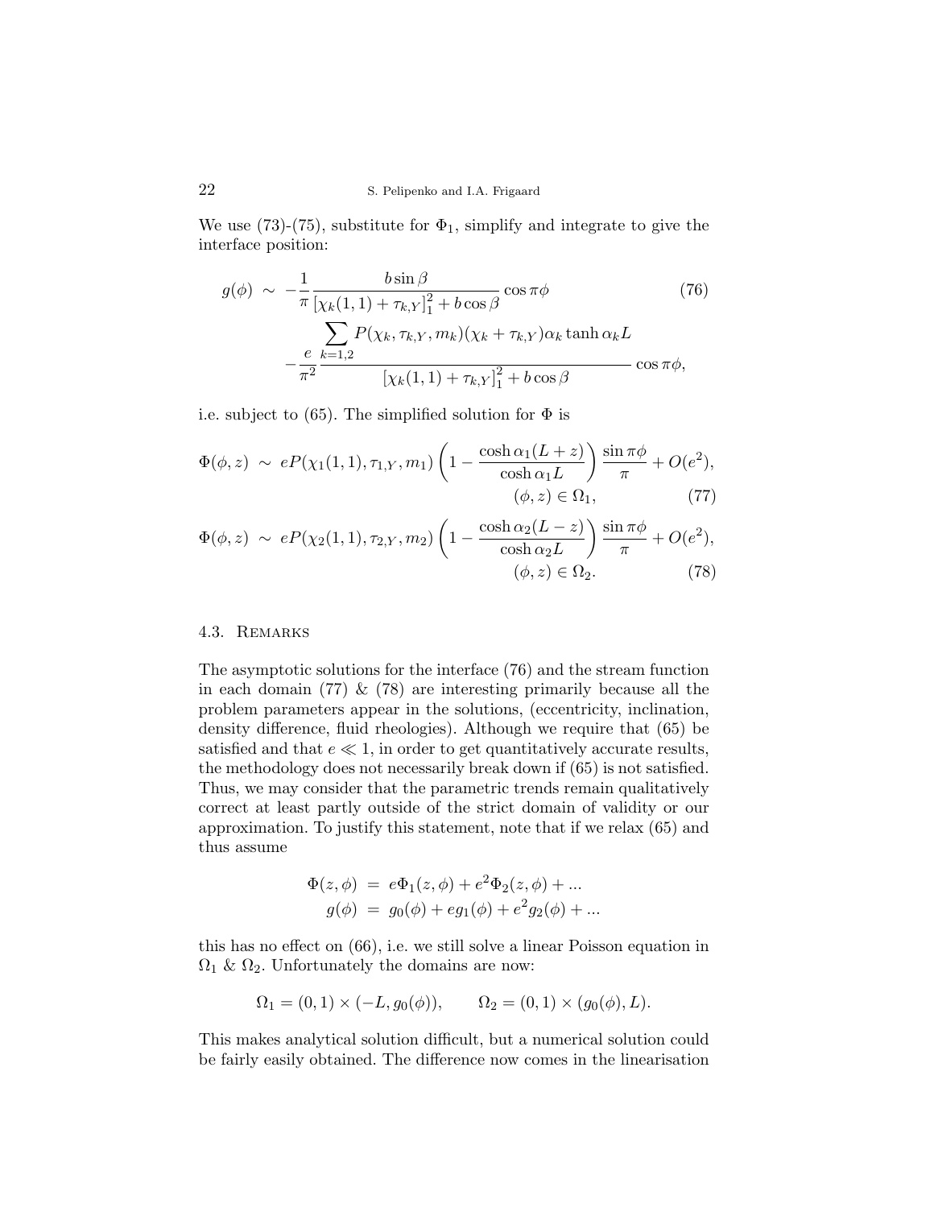We use (73)-(75), substitute for $\Phi_1$, simplify and integrate to give the interface position:

$$
\begin{aligned}
g(\phi) \sim & -\frac{1}{\pi} \frac{b \sin \beta}{[\chi_k(1,1) + \tau_{k,Y}]_1^2 + b \cos \beta} \cos \pi\phi \\
& -\frac{e}{\pi^2} \frac{\displaystyle\sum_{k=1,2} P(\chi_k, \tau_{k,Y}, m_k)(\chi_k + \tau_{k,Y}) \alpha_k \tanh \alpha_k L}{[\chi_k(1,1) + \tau_{k,Y}]_1^2 + b \cos \beta} \cos \pi\phi,
\end{aligned}
\tag{76}
$$

i.e. subject to (65). The simplified solution for $\Phi$ is

$$
\Phi(\phi, z) \sim eP(\chi_1(1,1), \tau_{1,Y}, m_1) \left(1 - \frac{\cosh \alpha_1 (L + z)}{\cosh \alpha_1 L}\right) \frac{\sin \pi\phi}{\pi} + O(e^2), \quad (\phi, z) \in \Omega_1, \tag{77}
$$

$$
\Phi(\phi, z) \sim eP(\chi_2(1,1), \tau_{2,Y}, m_2) \left(1 - \frac{\cosh \alpha_2 (L - z)}{\cosh \alpha_2 L}\right) \frac{\sin \pi\phi}{\pi} + O(e^2), \quad (\phi, z) \in \Omega_2. \tag{78}
$$

### 4.3. Remarks

The asymptotic solutions for the interface (76) and the stream function in each domain (77) & (78) are interesting primarily because all the problem parameters appear in the solutions, (eccentricity, inclination, density difference, fluid rheologies). Although we require that (65) be satisfied and that $e \ll 1$, in order to get quantitatively accurate results, the methodology does not necessarily break down if (65) is not satisfied. Thus, we may consider that the parametric trends remain qualitatively correct at least partly outside of the strict domain of validity or our approximation. To justify this statement, note that if we relax (65) and thus assume

$$
\begin{aligned}
\Phi(z, \phi) &= e\Phi_1(z, \phi) + e^2\Phi_2(z, \phi) + \ldots \\
g(\phi) &= g_0(\phi) + eg_1(\phi) + e^2 g_2(\phi) + \ldots
\end{aligned}
$$

this has no effect on (66), i.e. we still solve a linear Poisson equation in $\Omega_1$ & $\Omega_2$. Unfortunately the domains are now:

$$
\Omega_1 = (0,1) \times (-L, g_0(\phi)), \qquad \Omega_2 = (0,1) \times (g_0(\phi), L).
$$

This makes analytical solution difficult, but a numerical solution could be fairly easily obtained. The difference now comes in the linearisation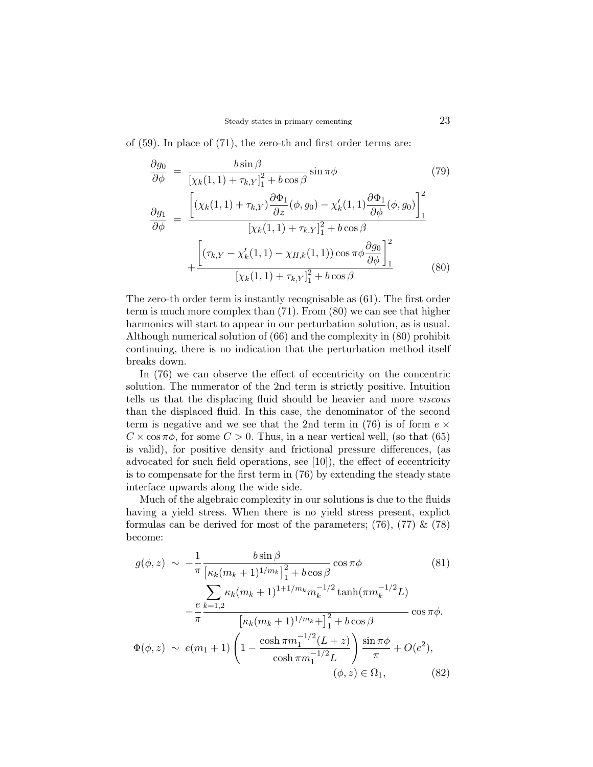of (59). In place of (71), the zero-th and first order terms are:

$$
\frac{\partial g_0}{\partial \phi} = \frac{b \sin\beta}{\left[\chi_k(1,1)+\tau_{k,Y}\right]_1^2 + b\cos\beta} \sin \pi\phi \tag{79}
$$

$$
\begin{aligned}
\frac{\partial g_1}{\partial \phi} &= \frac{\left[(\chi_k(1,1)+\tau_{k,Y})\dfrac{\partial \Phi_1}{\partial z}(\phi, g_0) - \chi_k'(1,1)\dfrac{\partial \Phi_1}{\partial \phi}(\phi, g_0)\right]_1^2}{\left[\chi_k(1,1)+\tau_{k,Y}\right]_1^2 + b\cos\beta} \\
&\quad + \frac{\left[(\tau_{k,Y} - \chi_k'(1,1) - \chi_{H,k}(1,1))\cos\pi\phi \dfrac{\partial g_0}{\partial \phi}\right]_1^2}{\left[\chi_k(1,1)+\tau_{k,Y}\right]_1^2 + b\cos\beta}
\end{aligned} \tag{80}
$$

The zero-th order term is instantly recognisable as (61). The first order term is much more complex than (71). From (80) we can see that higher harmonics will start to appear in our perturbation solution, as is usual. Although numerical solution of (66) and the complexity in (80) prohibit continuing, there is no indication that the perturbation method itself breaks down.

In (76) we can observe the effect of eccentricity on the concentric solution. The numerator of the 2nd term is strictly positive. Intuition tells us that the displacing fluid should be heavier and more *viscous* than the displaced fluid. In this case, the denominator of the second term is negative and we see that the 2nd term in (76) is of form $e \times C \times \cos \pi\phi$, for some $C > 0$. Thus, in a near vertical well, (so that (65) is valid), for positive density and frictional pressure differences, (as advocated for such field operations, see [10]), the effect of eccentricity is to compensate for the first term in (76) by extending the steady state interface upwards along the wide side.

Much of the algebraic complexity in our solutions is due to the fluids having a yield stress. When there is no yield stress present, explict formulas can be derived for most of the parameters; (76), (77) & (78) become:

$$
\begin{aligned}
g(\phi, z) &\sim -\frac{1}{\pi}\frac{b\sin\beta}{\left[\kappa_k(m_k+1)^{1/m_k}\right]_1^2 + b\cos\beta}\cos\pi\phi \\
&\quad -\frac{e}{\pi}\frac{\displaystyle\sum_{k=1,2}\kappa_k(m_k+1)^{1+1/m_k} m_k^{-1/2}\tanh(\pi m_k^{-1/2}L)}{\left[\kappa_k(m_k+1)^{1/m_k}+\right]_1^2 + b\cos\beta}\cos\pi\phi.
\end{aligned} \tag{81}
$$

$$
\Phi(\phi, z) \sim e(m_1+1)\left(1 - \frac{\cosh \pi m_1^{-1/2}(L+z)}{\cosh \pi m_1^{-1/2} L}\right)\frac{\sin\pi\phi}{\pi} + O(e^2), \qquad (\phi, z) \in \Omega_1, \tag{82}
$$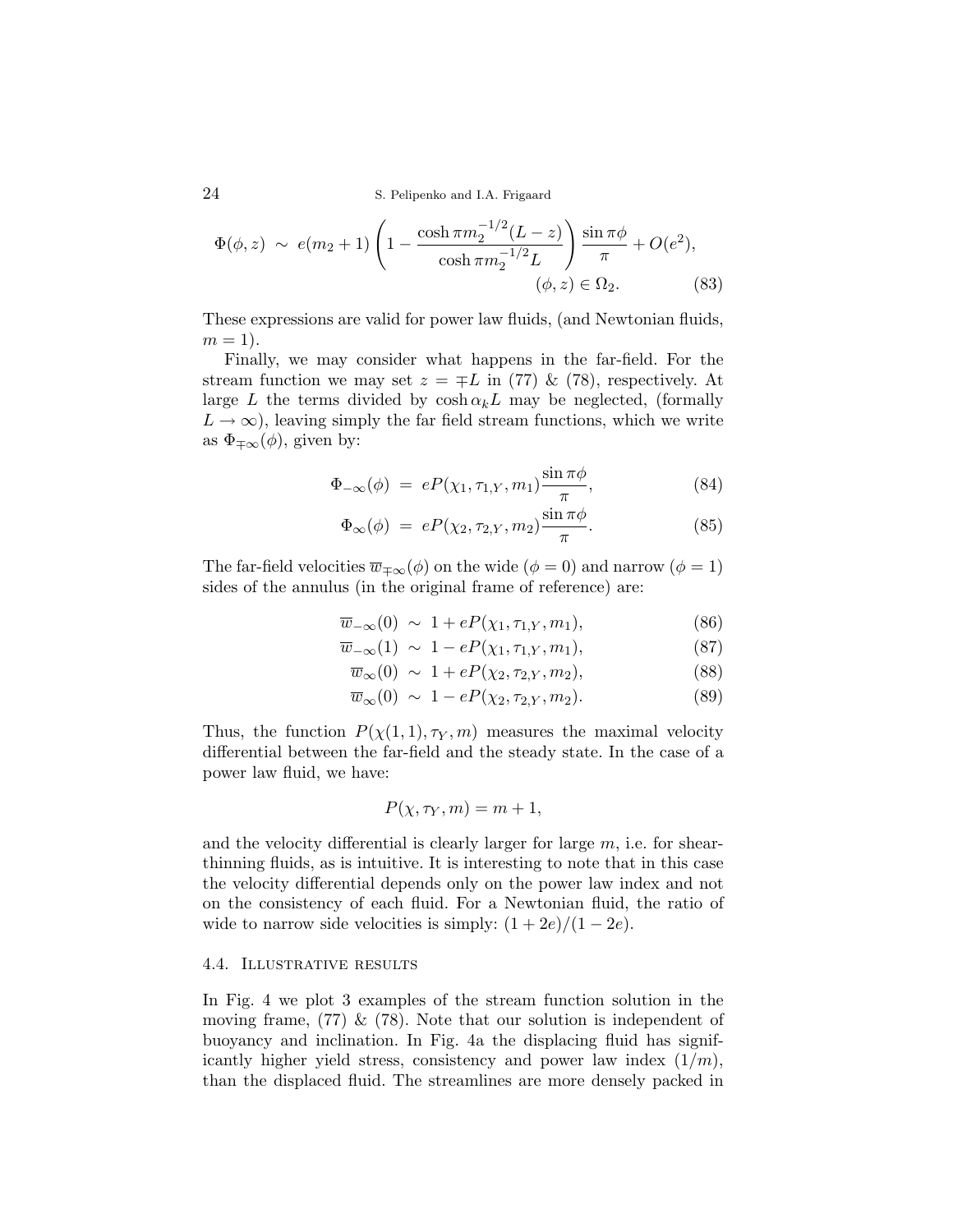$$\Phi(\phi, z) \sim e(m_2+1)\left(1 - \frac{\cosh \pi m_2^{-1/2}(L-z)}{\cosh \pi m_2^{-1/2} L}\right)\frac{\sin \pi\phi}{\pi} + O(e^2), \qquad (\phi, z) \in \Omega_2. \tag{83}$$

These expressions are valid for power law fluids, (and Newtonian fluids, $m = 1$).

Finally, we may consider what happens in the far-field. For the stream function we may set $z = \mp L$ in (77) & (78), respectively. At large $L$ the terms divided by $\cosh \alpha_k L$ may be neglected, (formally $L \to \infty$), leaving simply the far field stream functions, which we write as $\Phi_{\mp\infty}(\phi)$, given by:

$$\Phi_{-\infty}(\phi) = eP(\chi_1, \tau_{1,Y}, m_1)\frac{\sin \pi\phi}{\pi}, \tag{84}$$

$$\Phi_{\infty}(\phi) = eP(\chi_2, \tau_{2,Y}, m_2)\frac{\sin \pi\phi}{\pi}. \tag{85}$$

The far-field velocities $\overline{w}_{\mp\infty}(\phi)$ on the wide ($\phi = 0$) and narrow ($\phi = 1$) sides of the annulus (in the original frame of reference) are:

$$\overline{w}_{-\infty}(0) \sim 1 + eP(\chi_1, \tau_{1,Y}, m_1), \tag{86}$$

$$\overline{w}_{-\infty}(1) \sim 1 - eP(\chi_1, \tau_{1,Y}, m_1), \tag{87}$$

$$\overline{w}_{\infty}(0) \sim 1 + eP(\chi_2, \tau_{2,Y}, m_2), \tag{88}$$

$$\overline{w}_{\infty}(0) \sim 1 - eP(\chi_2, \tau_{2,Y}, m_2). \tag{89}$$

Thus, the function $P(\chi(1,1), \tau_Y, m)$ measures the maximal velocity differential between the far-field and the steady state. In the case of a power law fluid, we have:

$$P(\chi, \tau_Y, m) = m + 1,$$

and the velocity differential is clearly larger for large $m$, i.e. for shear-thinning fluids, as is intuitive. It is interesting to note that in this case the velocity differential depends only on the power law index and not on the consistency of each fluid. For a Newtonian fluid, the ratio of wide to narrow side velocities is simply: $(1 + 2e)/(1 - 2e)$.

### 4.4. Illustrative results

In Fig. 4 we plot 3 examples of the stream function solution in the moving frame, (77) & (78). Note that our solution is independent of buoyancy and inclination. In Fig. 4a the displacing fluid has significantly higher yield stress, consistency and power law index $(1/m)$, than the displaced fluid. The streamlines are more densely packed in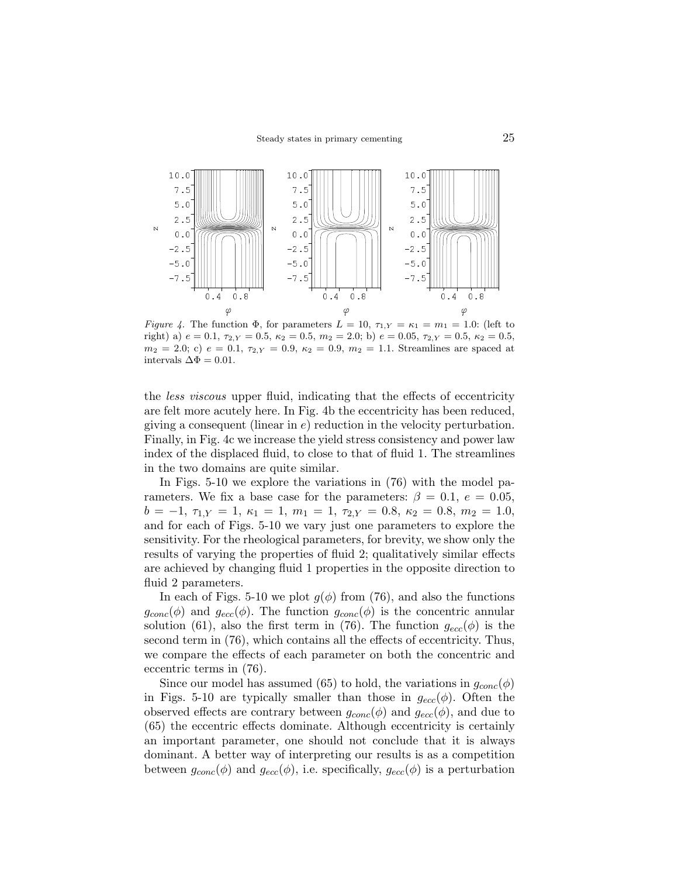*Figure 4.* The function $\Phi$, for parameters $L = 10$, $\tau_{1,Y} = \kappa_1 = m_1 = 1.0$: (left to right) a) $e = 0.1$, $\tau_{2,Y} = 0.5$, $\kappa_2 = 0.5$, $m_2 = 2.0$; b) $e = 0.05$, $\tau_{2,Y} = 0.5$, $\kappa_2 = 0.5$, $m_2 = 2.0$; c) $e = 0.1$, $\tau_{2,Y} = 0.9$, $\kappa_2 = 0.9$, $m_2 = 1.1$. Streamlines are spaced at intervals $\Delta\Phi = 0.01$.

the *less viscous* upper fluid, indicating that the effects of eccentricity are felt more acutely here. In Fig. 4b the eccentricity has been reduced, giving a consequent (linear in $e$) reduction in the velocity perturbation. Finally, in Fig. 4c we increase the yield stress consistency and power law index of the displaced fluid, to close to that of fluid 1. The streamlines in the two domains are quite similar.

In Figs. 5-10 we explore the variations in (76) with the model parameters. We fix a base case for the parameters: $\beta = 0.1$, $e = 0.05$, $b = -1$, $\tau_{1,Y} = 1$, $\kappa_1 = 1$, $m_1 = 1$, $\tau_{2,Y} = 0.8$, $\kappa_2 = 0.8$, $m_2 = 1.0$, and for each of Figs. 5-10 we vary just one parameters to explore the sensitivity. For the rheological parameters, for brevity, we show only the results of varying the properties of fluid 2; qualitatively similar effects are achieved by changing fluid 1 properties in the opposite direction to fluid 2 parameters.

In each of Figs. 5-10 we plot $g(\phi)$ from (76), and also the functions $g_{conc}(\phi)$ and $g_{ecc}(\phi)$. The function $g_{conc}(\phi)$ is the concentric annular solution (61), also the first term in (76). The function $g_{ecc}(\phi)$ is the second term in (76), which contains all the effects of eccentricity. Thus, we compare the effects of each parameter on both the concentric and eccentric terms in (76).

Since our model has assumed (65) to hold, the variations in $g_{conc}(\phi)$ in Figs. 5-10 are typically smaller than those in $g_{ecc}(\phi)$. Often the observed effects are contrary between $g_{conc}(\phi)$ and $g_{ecc}(\phi)$, and due to (65) the eccentric effects dominate. Although eccentricity is certainly an important parameter, one should not conclude that it is always dominant. A better way of interpreting our results is as a competition between $g_{conc}(\phi)$ and $g_{ecc}(\phi)$, i.e. specifically, $g_{ecc}(\phi)$ is a perturbation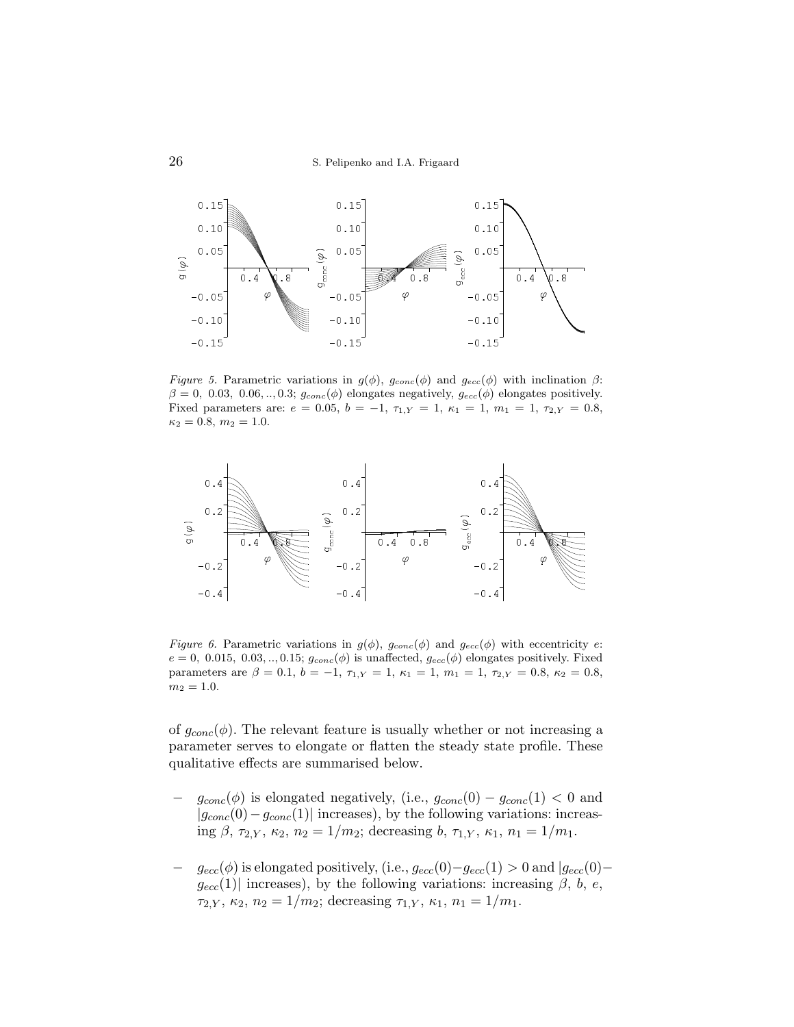*Figure 5.* Parametric variations in $g(\phi)$, $g_{conc}(\phi)$ and $g_{ecc}(\phi)$ with inclination $\beta$: $\beta = 0,\ 0.03,\ 0.06, .., 0.3$; $g_{conc}(\phi)$ elongates negatively, $g_{ecc}(\phi)$ elongates positively. Fixed parameters are: $e = 0.05$, $b = -1$, $\tau_{1,Y} = 1$, $\kappa_1 = 1$, $m_1 = 1$, $\tau_{2,Y} = 0.8$, $\kappa_2 = 0.8$, $m_2 = 1.0$.

*Figure 6.* Parametric variations in $g(\phi)$, $g_{conc}(\phi)$ and $g_{ecc}(\phi)$ with eccentricity $e$: $e = 0,\ 0.015,\ 0.03, .., 0.15$; $g_{conc}(\phi)$ is unaffected, $g_{ecc}(\phi)$ elongates positively. Fixed parameters are $\beta = 0.1$, $b = -1$, $\tau_{1,Y} = 1$, $\kappa_1 = 1$, $m_1 = 1$, $\tau_{2,Y} = 0.8$, $\kappa_2 = 0.8$, $m_2 = 1.0$.

of $g_{conc}(\phi)$. The relevant feature is usually whether or not increasing a parameter serves to elongate or flatten the steady state profile. These qualitative effects are summarised below.

- $g_{conc}(\phi)$ is elongated negatively, (i.e., $g_{conc}(0) - g_{conc}(1) < 0$ and $|g_{conc}(0) - g_{conc}(1)|$ increases), by the following variations: increasing $\beta$, $\tau_{2,Y}$, $\kappa_2$, $n_2 = 1/m_2$; decreasing $b$, $\tau_{1,Y}$, $\kappa_1$, $n_1 = 1/m_1$.

- $g_{ecc}(\phi)$ is elongated positively, (i.e., $g_{ecc}(0) - g_{ecc}(1) > 0$ and $|g_{ecc}(0) - g_{ecc}(1)|$ increases), by the following variations: increasing $\beta$, $b$, $e$, $\tau_{2,Y}$, $\kappa_2$, $n_2 = 1/m_2$; decreasing $\tau_{1,Y}$, $\kappa_1$, $n_1 = 1/m_1$.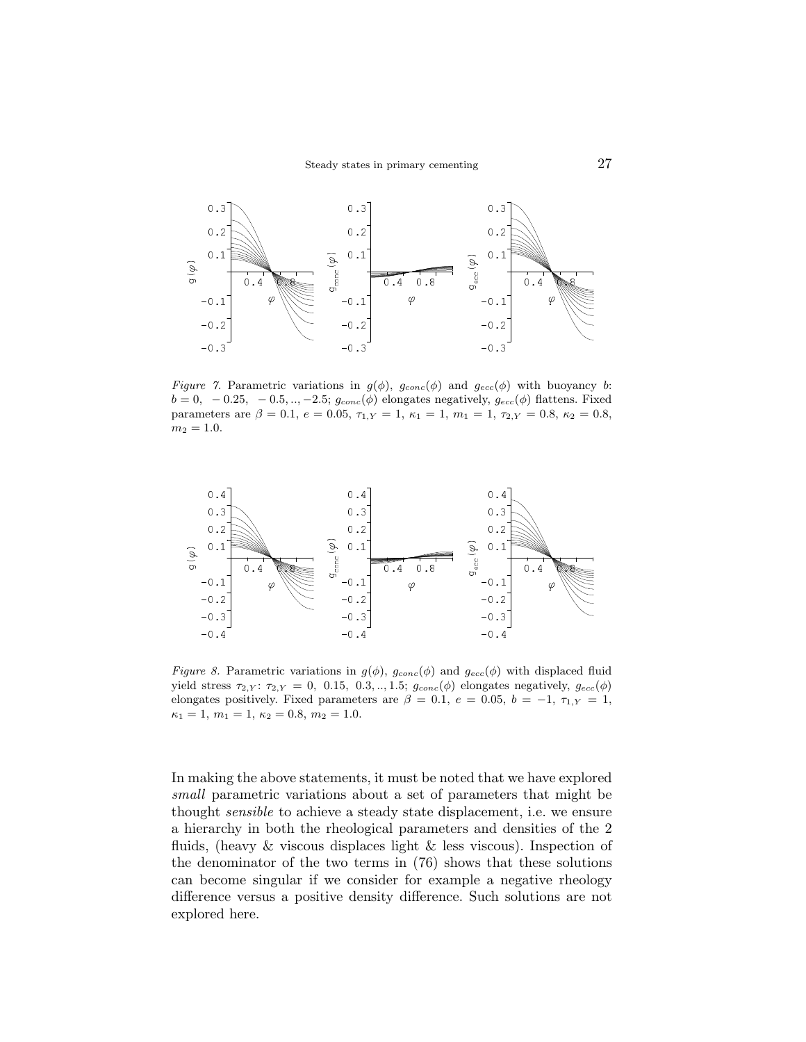*Figure 7.* Parametric variations in $g(\phi)$, $g_{conc}(\phi)$ and $g_{ecc}(\phi)$ with buoyancy $b$: $b = 0,\ -0.25,\ -0.5, .., -2.5$; $g_{conc}(\phi)$ elongates negatively, $g_{ecc}(\phi)$ flattens. Fixed parameters are $\beta = 0.1$, $e = 0.05$, $\tau_{1,Y} = 1$, $\kappa_1 = 1$, $m_1 = 1$, $\tau_{2,Y} = 0.8$, $\kappa_2 = 0.8$, $m_2 = 1.0$.

*Figure 8.* Parametric variations in $g(\phi)$, $g_{conc}(\phi)$ and $g_{ecc}(\phi)$ with displaced fluid yield stress $\tau_{2,Y}$: $\tau_{2,Y} = 0,\ 0.15,\ 0.3, .., 1.5$; $g_{conc}(\phi)$ elongates negatively, $g_{ecc}(\phi)$ elongates positively. Fixed parameters are $\beta = 0.1$, $e = 0.05$, $b = -1$, $\tau_{1,Y} = 1$, $\kappa_1 = 1$, $m_1 = 1$, $\kappa_2 = 0.8$, $m_2 = 1.0$.

In making the above statements, it must be noted that we have explored *small* parametric variations about a set of parameters that might be thought *sensible* to achieve a steady state displacement, i.e. we ensure a hierarchy in both the rheological parameters and densities of the 2 fluids, (heavy & viscous displaces light & less viscous). Inspection of the denominator of the two terms in (76) shows that these solutions can become singular if we consider for example a negative rheology difference versus a positive density difference. Such solutions are not explored here.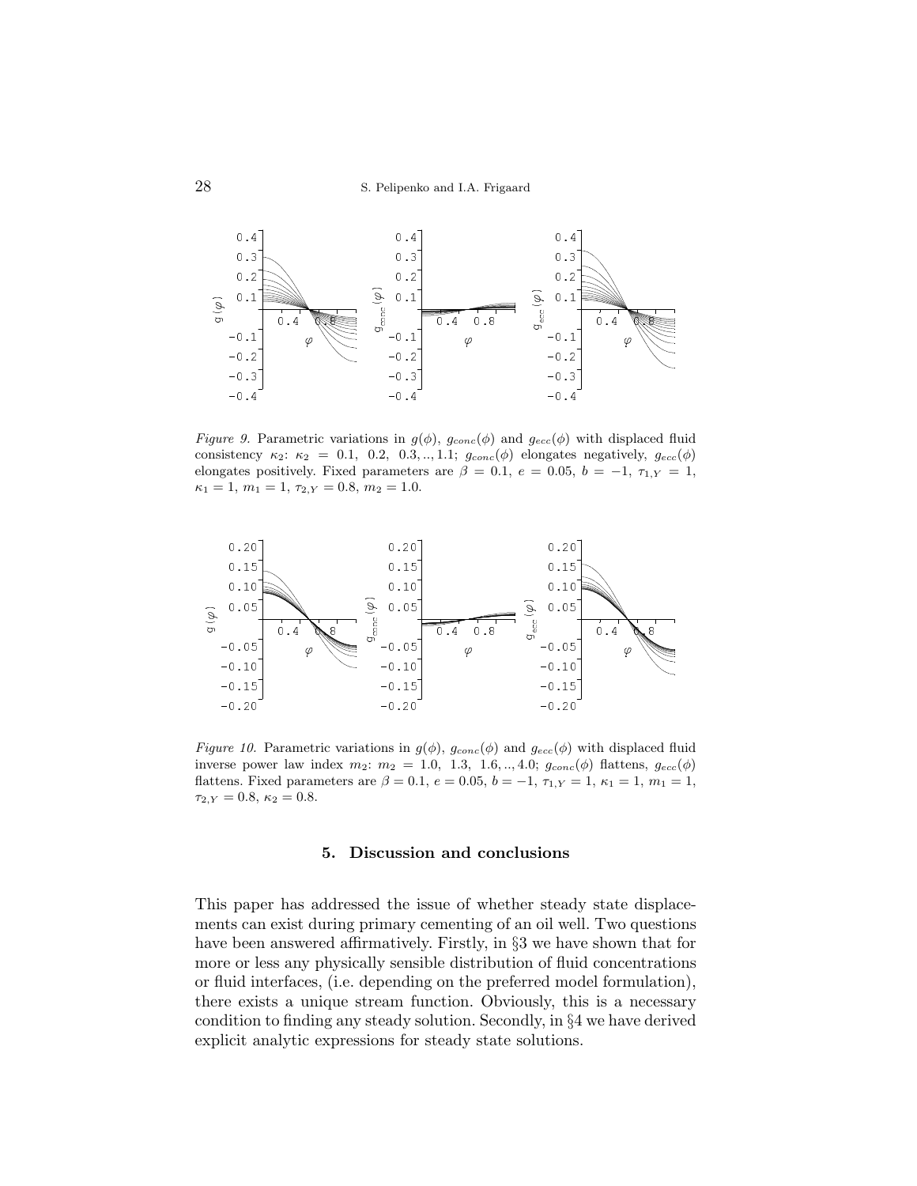*Figure 9.* Parametric variations in $g(\phi)$, $g_{conc}(\phi)$ and $g_{ecc}(\phi)$ with displaced fluid consistency $\kappa_2$: $\kappa_2 = 0.1,\ 0.2,\ 0.3, .., 1.1$; $g_{conc}(\phi)$ elongates negatively, $g_{ecc}(\phi)$ elongates positively. Fixed parameters are $\beta = 0.1$, $e = 0.05$, $b = -1$, $\tau_{1,Y} = 1$, $\kappa_1 = 1$, $m_1 = 1$, $\tau_{2,Y} = 0.8$, $m_2 = 1.0$.

*Figure 10.* Parametric variations in $g(\phi)$, $g_{conc}(\phi)$ and $g_{ecc}(\phi)$ with displaced fluid inverse power law index $m_2$: $m_2 = 1.0,\ 1.3,\ 1.6, .., 4.0$; $g_{conc}(\phi)$ flattens, $g_{ecc}(\phi)$ flattens. Fixed parameters are $\beta = 0.1$, $e = 0.05$, $b = -1$, $\tau_{1,Y} = 1$, $\kappa_1 = 1$, $m_1 = 1$, $\tau_{2,Y} = 0.8$, $\kappa_2 = 0.8$.

## 5. Discussion and conclusions

This paper has addressed the issue of whether steady state displacements can exist during primary cementing of an oil well. Two questions have been answered affirmatively. Firstly, in §3 we have shown that for more or less any physically sensible distribution of fluid concentrations or fluid interfaces, (i.e. depending on the preferred model formulation), there exists a unique stream function. Obviously, this is a necessary condition to finding any steady solution. Secondly, in §4 we have derived explicit analytic expressions for steady state solutions.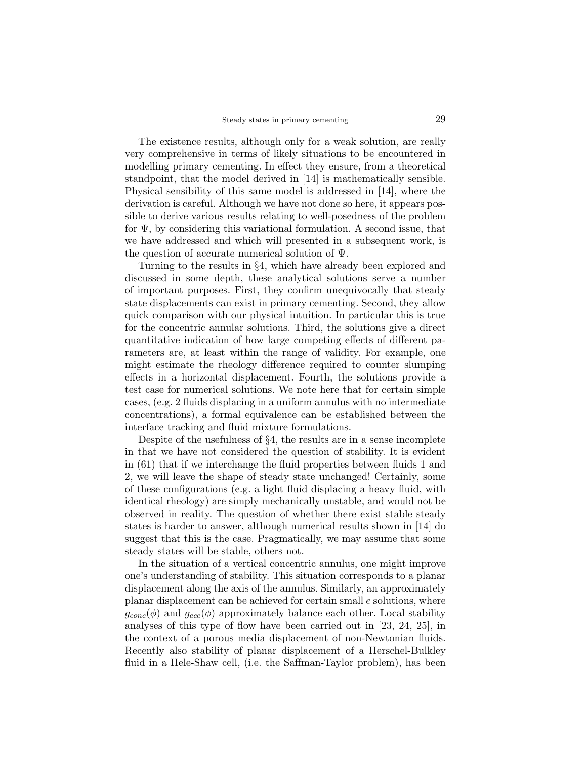The existence results, although only for a weak solution, are really very comprehensive in terms of likely situations to be encountered in modelling primary cementing. In effect they ensure, from a theoretical standpoint, that the model derived in [14] is mathematically sensible. Physical sensibility of this same model is addressed in [14], where the derivation is careful. Although we have not done so here, it appears possible to derive various results relating to well-posedness of the problem for $\Psi$, by considering this variational formulation. A second issue, that we have addressed and which will presented in a subsequent work, is the question of accurate numerical solution of $\Psi$.

Turning to the results in §4, which have already been explored and discussed in some depth, these analytical solutions serve a number of important purposes. First, they confirm unequivocally that steady state displacements can exist in primary cementing. Second, they allow quick comparison with our physical intuition. In particular this is true for the concentric annular solutions. Third, the solutions give a direct quantitative indication of how large competing effects of different parameters are, at least within the range of validity. For example, one might estimate the rheology difference required to counter slumping effects in a horizontal displacement. Fourth, the solutions provide a test case for numerical solutions. We note here that for certain simple cases, (e.g. 2 fluids displacing in a uniform annulus with no intermediate concentrations), a formal equivalence can be established between the interface tracking and fluid mixture formulations.

Despite of the usefulness of §4, the results are in a sense incomplete in that we have not considered the question of stability. It is evident in (61) that if we interchange the fluid properties between fluids 1 and 2, we will leave the shape of steady state unchanged! Certainly, some of these configurations (e.g. a light fluid displacing a heavy fluid, with identical rheology) are simply mechanically unstable, and would not be observed in reality. The question of whether there exist stable steady states is harder to answer, although numerical results shown in [14] do suggest that this is the case. Pragmatically, we may assume that some steady states will be stable, others not.

In the situation of a vertical concentric annulus, one might improve one's understanding of stability. This situation corresponds to a planar displacement along the axis of the annulus. Similarly, an approximately planar displacement can be achieved for certain small $e$ solutions, where $g_{conc}(\phi)$ and $g_{ecc}(\phi)$ approximately balance each other. Local stability analyses of this type of flow have been carried out in [23, 24, 25], in the context of a porous media displacement of non-Newtonian fluids. Recently also stability of planar displacement of a Herschel-Bulkley fluid in a Hele-Shaw cell, (i.e. the Saffman-Taylor problem), has been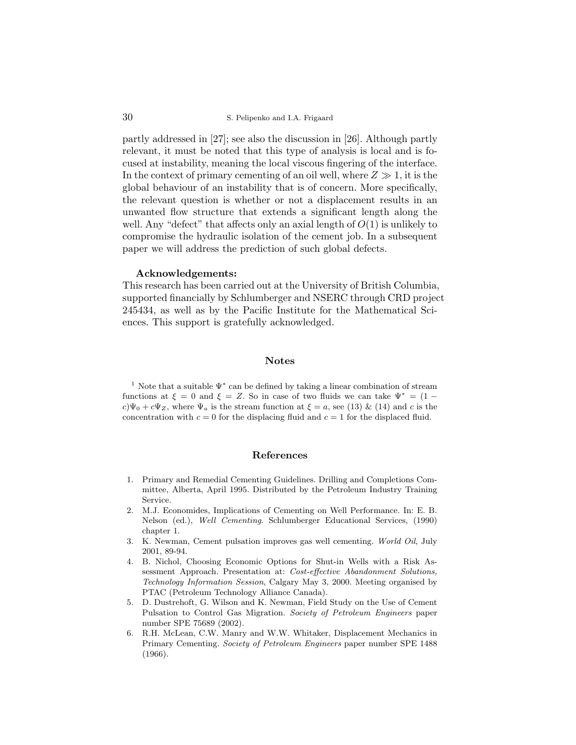partly addressed in [27]; see also the discussion in [26]. Although partly relevant, it must be noted that this type of analysis is local and is focused at instability, meaning the local viscous fingering of the interface. In the context of primary cementing of an oil well, where $Z \gg 1$, it is the global behaviour of an instability that is of concern. More specifically, the relevant question is whether or not a displacement results in an unwanted flow structure that extends a significant length along the well. Any "defect" that affects only an axial length of $O(1)$ is unlikely to compromise the hydraulic isolation of the cement job. In a subsequent paper we will address the prediction of such global defects.

**Acknowledgements:**

This research has been carried out at the University of British Columbia, supported financially by Schlumberger and NSERC through CRD project 245434, as well as by the Pacific Institute for the Mathematical Sciences. This support is gratefully acknowledged.

## Notes

[1] Note that a suitable $\Psi^*$ can be defined by taking a linear combination of stream functions at $\xi = 0$ and $\xi = Z$. So in case of two fluids we can take $\Psi^* = (1 - c)\Psi_0 + c\Psi_Z$, where $\Psi_a$ is the stream function at $\xi = a$, see (13) & (14) and $c$ is the concentration with $c = 0$ for the displacing fluid and $c = 1$ for the displaced fluid.

## References

1. Primary and Remedial Cementing Guidelines. Drilling and Completions Committee, Alberta, April 1995. Distributed by the Petroleum Industry Training Service.
2. M.J. Economides, Implications of Cementing on Well Performance. In: E. B. Nelson (ed.), *Well Cementing*. Schlumberger Educational Services, (1990) chapter 1.
3. K. Newman, Cement pulsation improves gas well cementing. *World Oil*, July 2001, 89-94.
4. B. Nichol, Choosing Economic Options for Shut-in Wells with a Risk Assessment Approach. Presentation at: *Cost-effective Abandonment Solutions, Technology Information Session*, Calgary May 3, 2000. Meeting organised by PTAC (Petroleum Technology Alliance Canada).
5. D. Dustrehoft, G. Wilson and K. Newman, Field Study on the Use of Cement Pulsation to Control Gas Migration. *Society of Petroleum Engineers* paper number SPE 75689 (2002).
6. R.H. McLean, C.W. Manry and W.W. Whitaker, Displacement Mechanics in Primary Cementing. *Society of Petroleum Engineers* paper number SPE 1488 (1966).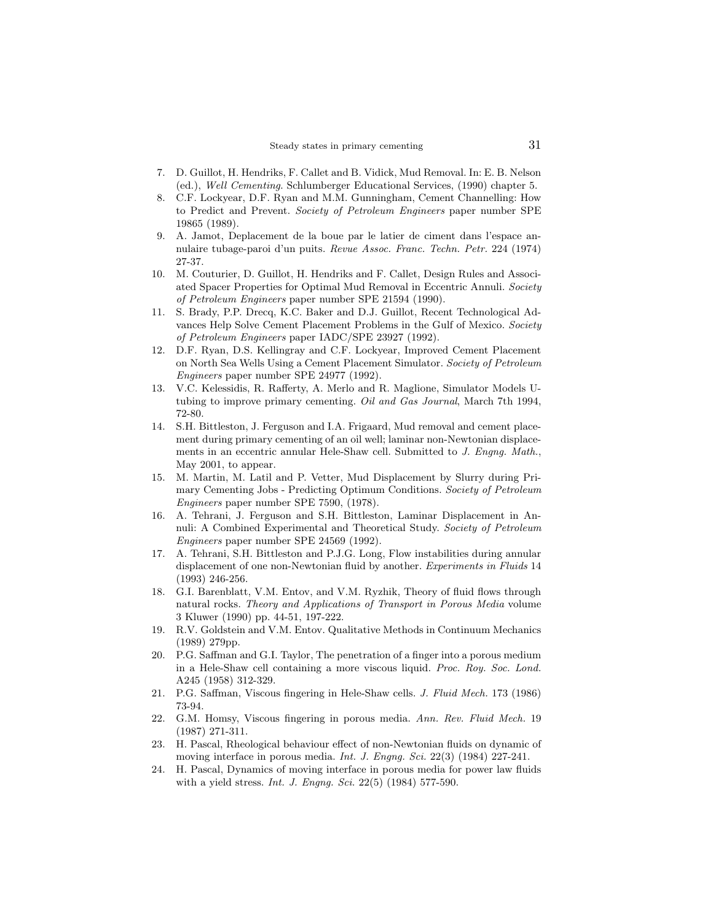7. D. Guillot, H. Hendriks, F. Callet and B. Vidick, Mud Removal. In: E. B. Nelson (ed.), *Well Cementing*. Schlumberger Educational Services, (1990) chapter 5.
8. C.F. Lockyear, D.F. Ryan and M.M. Gunningham, Cement Channelling: How to Predict and Prevent. *Society of Petroleum Engineers* paper number SPE 19865 (1989).
9. A. Jamot, Deplacement de la boue par le latier de ciment dans l'espace annulaire tubage-paroi d'un puits. *Revue Assoc. Franc. Techn. Petr.* 224 (1974) 27-37.
10. M. Couturier, D. Guillot, H. Hendriks and F. Callet, Design Rules and Associated Spacer Properties for Optimal Mud Removal in Eccentric Annuli. *Society of Petroleum Engineers* paper number SPE 21594 (1990).
11. S. Brady, P.P. Drecq, K.C. Baker and D.J. Guillot, Recent Technological Advances Help Solve Cement Placement Problems in the Gulf of Mexico. *Society of Petroleum Engineers* paper IADC/SPE 23927 (1992).
12. D.F. Ryan, D.S. Kellingray and C.F. Lockyear, Improved Cement Placement on North Sea Wells Using a Cement Placement Simulator. *Society of Petroleum Engineers* paper number SPE 24977 (1992).
13. V.C. Kelessidis, R. Rafferty, A. Merlo and R. Maglione, Simulator Models U-tubing to improve primary cementing. *Oil and Gas Journal*, March 7th 1994, 72-80.
14. S.H. Bittleston, J. Ferguson and I.A. Frigaard, Mud removal and cement placement during primary cementing of an oil well; laminar non-Newtonian displacements in an eccentric annular Hele-Shaw cell. Submitted to *J. Engng. Math.*, May 2001, to appear.
15. M. Martin, M. Latil and P. Vetter, Mud Displacement by Slurry during Primary Cementing Jobs - Predicting Optimum Conditions. *Society of Petroleum Engineers* paper number SPE 7590, (1978).
16. A. Tehrani, J. Ferguson and S.H. Bittleston, Laminar Displacement in Annuli: A Combined Experimental and Theoretical Study. *Society of Petroleum Engineers* paper number SPE 24569 (1992).
17. A. Tehrani, S.H. Bittleston and P.J.G. Long, Flow instabilities during annular displacement of one non-Newtonian fluid by another. *Experiments in Fluids* 14 (1993) 246-256.
18. G.I. Barenblatt, V.M. Entov, and V.M. Ryzhik, Theory of fluid flows through natural rocks. *Theory and Applications of Transport in Porous Media* volume 3 Kluwer (1990) pp. 44-51, 197-222.
19. R.V. Goldstein and V.M. Entov. Qualitative Methods in Continuum Mechanics (1989) 279pp.
20. P.G. Saffman and G.I. Taylor, The penetration of a finger into a porous medium in a Hele-Shaw cell containing a more viscous liquid. *Proc. Roy. Soc. Lond.* A245 (1958) 312-329.
21. P.G. Saffman, Viscous fingering in Hele-Shaw cells. *J. Fluid Mech.* 173 (1986) 73-94.
22. G.M. Homsy, Viscous fingering in porous media. *Ann. Rev. Fluid Mech.* 19 (1987) 271-311.
23. H. Pascal, Rheological behaviour effect of non-Newtonian fluids on dynamic of moving interface in porous media. *Int. J. Engng. Sci.* 22(3) (1984) 227-241.
24. H. Pascal, Dynamics of moving interface in porous media for power law fluids with a yield stress. *Int. J. Engng. Sci.* 22(5) (1984) 577-590.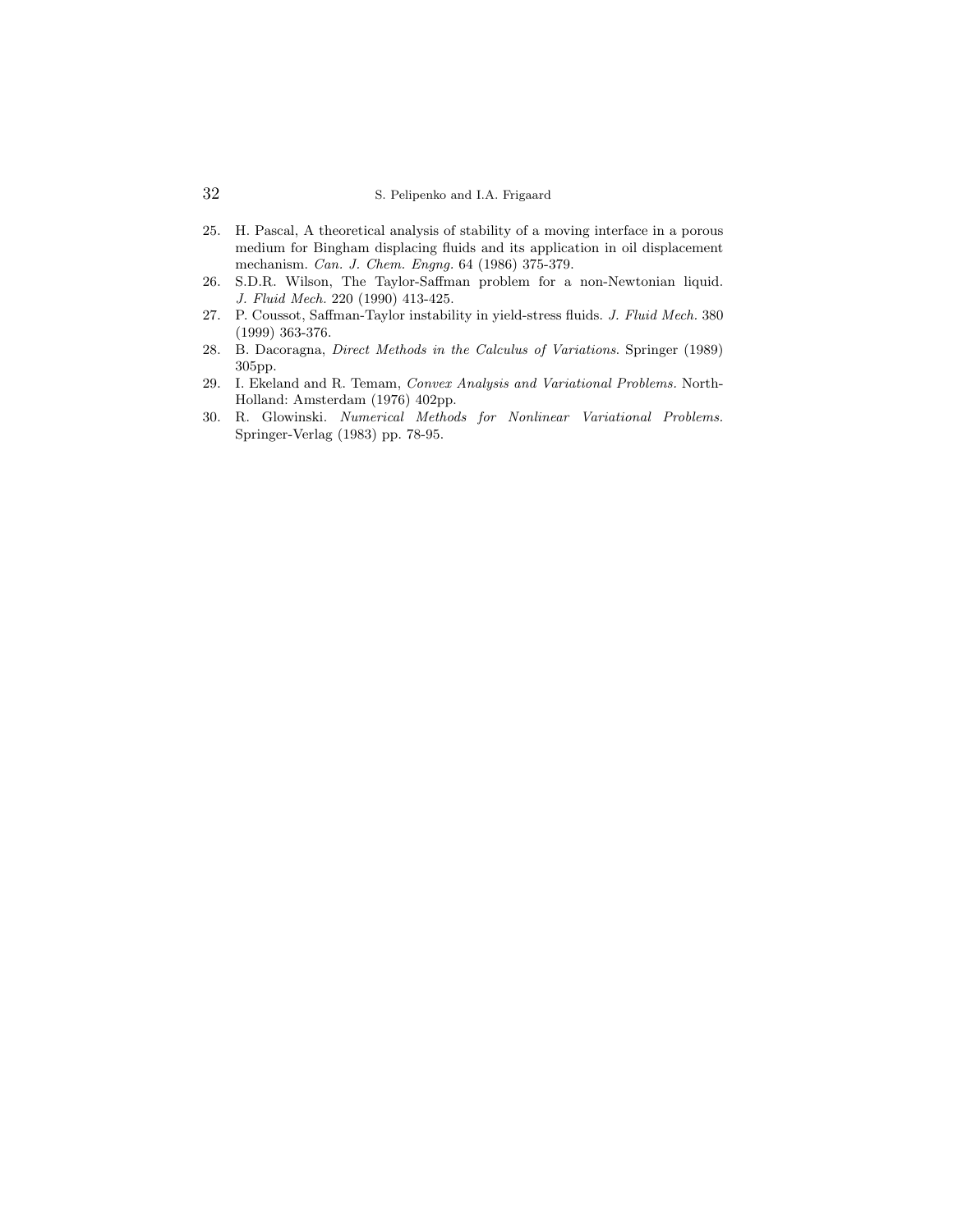25. H. Pascal, A theoretical analysis of stability of a moving interface in a porous medium for Bingham displacing fluids and its application in oil displacement mechanism. *Can. J. Chem. Engng.* 64 (1986) 375-379.
26. S.D.R. Wilson, The Taylor-Saffman problem for a non-Newtonian liquid. *J. Fluid Mech.* 220 (1990) 413-425.
27. P. Coussot, Saffman-Taylor instability in yield-stress fluids. *J. Fluid Mech.* 380 (1999) 363-376.
28. B. Dacoragna, *Direct Methods in the Calculus of Variations.* Springer (1989) 305pp.
29. I. Ekeland and R. Temam, *Convex Analysis and Variational Problems.* North-Holland: Amsterdam (1976) 402pp.
30. R. Glowinski. *Numerical Methods for Nonlinear Variational Problems.* Springer-Verlag (1983) pp. 78-95.